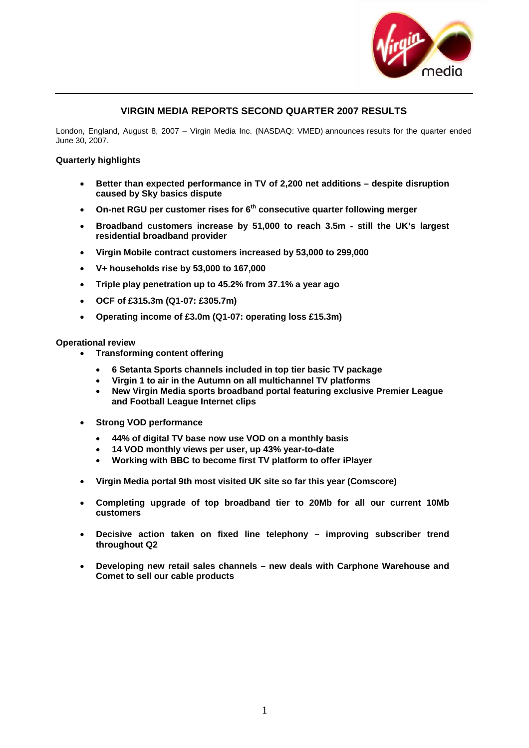# VIRGIN MEDIA REPORTS SECOND QUARTER 2007 RESULTS

London, England, August 8, 2007 – Virgin Media Inc. (NASDAQ: VMED) announces results for the quarter ended June 30, 2007.

**Quarterly highlights**

- **Better than expected performance in TV of 2,200 net additions – despite disruption caused by Sky basics dispute**
- **On-net RGU per customer rises for 6th consecutive quarter following merger**
- **Broadband customers increase by 51,000 to reach 3.5m - still the UK's largest residential broadband provider**
- **Virgin Mobile contract customers increased by 53,000 to 299,000**
- **V+ households rise by 53,000 to 167,000**
- **Triple play penetration up to 45.2% from 37.1% a year ago**
- **OCF of £315.3m (Q1-07: £305.7m)**
- **Operating income of £3.0m (Q1-07: operating loss £15.3m)**

**Operational review**

- **Transforming content offering**
  - **6 Setanta Sports channels included in top tier basic TV package**
  - **Virgin 1 to air in the Autumn on all multichannel TV platforms**
  - **New Virgin Media sports broadband portal featuring exclusive Premier League and Football League Internet clips**
- **Strong VOD performance**
  - **44% of digital TV base now use VOD on a monthly basis**
  - **14 VOD monthly views per user, up 43% year-to-date**
  - **Working with BBC to become first TV platform to offer iPlayer**
- **Virgin Media portal 9th most visited UK site so far this year (Comscore)**
- **Completing upgrade of top broadband tier to 20Mb for all our current 10Mb customers**
- **Decisive action taken on fixed line telephony – improving subscriber trend throughout Q2**
- **Developing new retail sales channels – new deals with Carphone Warehouse and Comet to sell our cable products**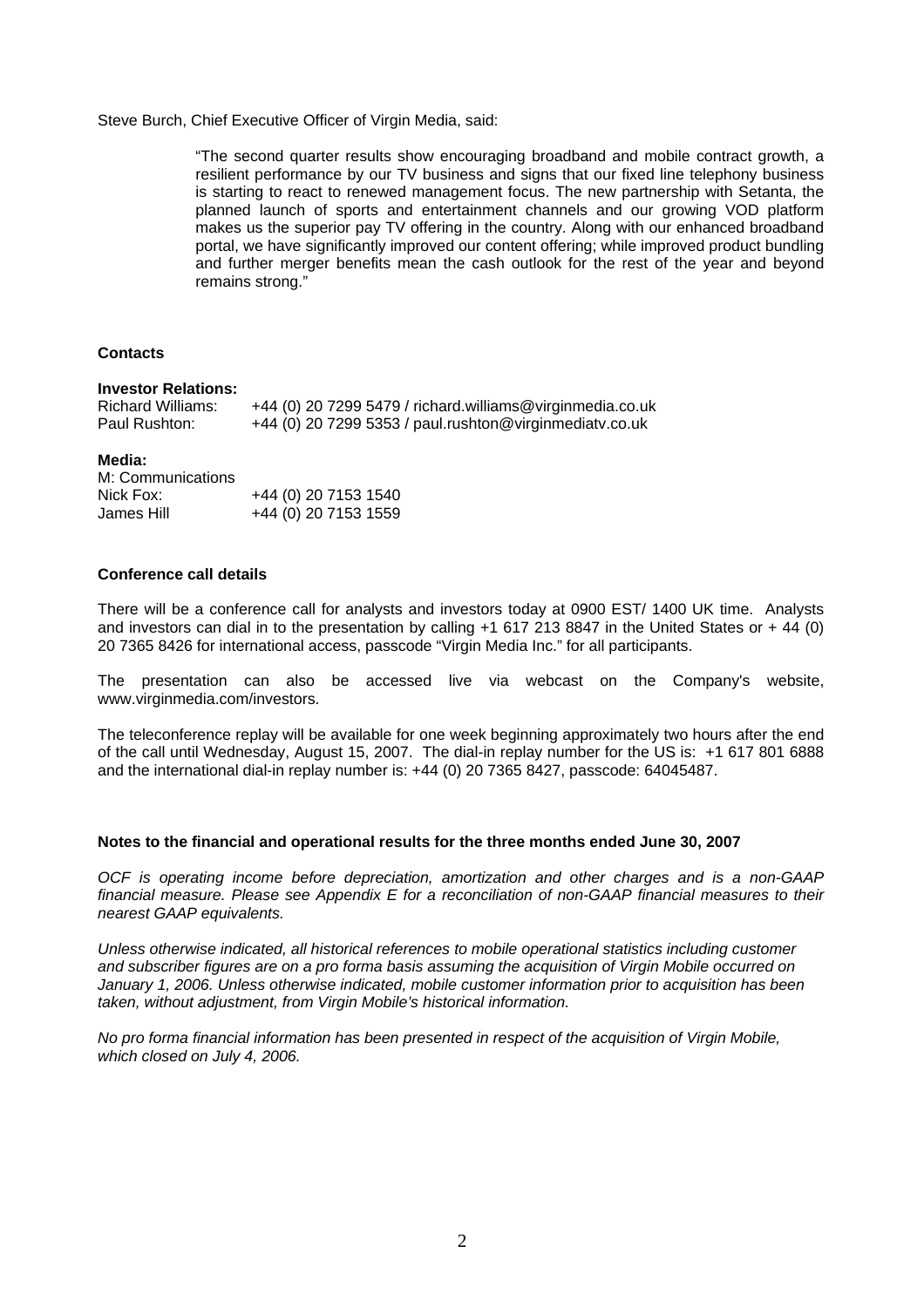Steve Burch, Chief Executive Officer of Virgin Media, said:

> "The second quarter results show encouraging broadband and mobile contract growth, a resilient performance by our TV business and signs that our fixed line telephony business is starting to react to renewed management focus. The new partnership with Setanta, the planned launch of sports and entertainment channels and our growing VOD platform makes us the superior pay TV offering in the country. Along with our enhanced broadband portal, we have significantly improved our content offering; while improved product bundling and further merger benefits mean the cash outlook for the rest of the year and beyond remains strong."

**Contacts**

**Investor Relations:**

Richard Williams: +44 (0) 20 7299 5479 / richard.williams@virginmedia.co.uk
Paul Rushton: +44 (0) 20 7299 5353 / paul.rushton@virginmediatv.co.uk

**Media:**

M: Communications
Nick Fox: +44 (0) 20 7153 1540
James Hill +44 (0) 20 7153 1559

**Conference call details**

There will be a conference call for analysts and investors today at 0900 EST/ 1400 UK time. Analysts and investors can dial in to the presentation by calling +1 617 213 8847 in the United States or + 44 (0) 20 7365 8426 for international access, passcode "Virgin Media Inc." for all participants.

The presentation can also be accessed live via webcast on the Company's website, www.virginmedia.com/investors.

The teleconference replay will be available for one week beginning approximately two hours after the end of the call until Wednesday, August 15, 2007. The dial-in replay number for the US is: +1 617 801 6888 and the international dial-in replay number is: +44 (0) 20 7365 8427, passcode: 64045487.

**Notes to the financial and operational results for the three months ended June 30, 2007**

*OCF is operating income before depreciation, amortization and other charges and is a non-GAAP financial measure. Please see Appendix E for a reconciliation of non-GAAP financial measures to their nearest GAAP equivalents.*

*Unless otherwise indicated, all historical references to mobile operational statistics including customer and subscriber figures are on a pro forma basis assuming the acquisition of Virgin Mobile occurred on January 1, 2006. Unless otherwise indicated, mobile customer information prior to acquisition has been taken, without adjustment, from Virgin Mobile's historical information.*

*No pro forma financial information has been presented in respect of the acquisition of Virgin Mobile, which closed on July 4, 2006.*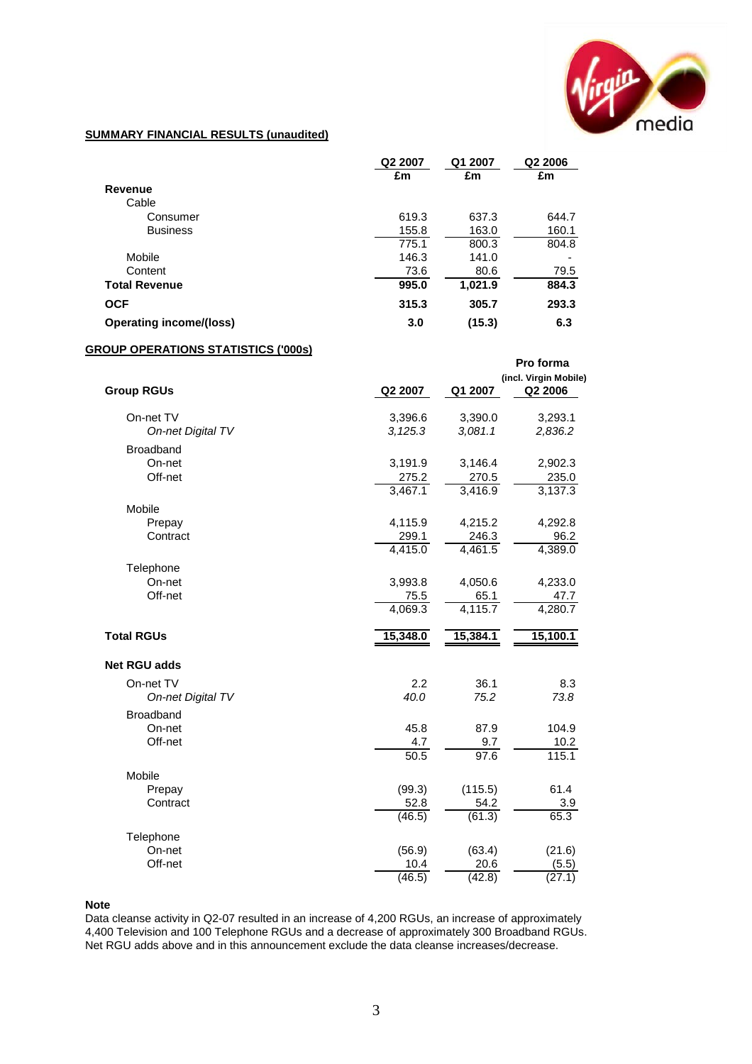## SUMMARY FINANCIAL RESULTS (unaudited)

| | Q2 2007 £m | Q1 2007 £m | Q2 2006 £m |
|---|---|---|---|
| **Revenue** | | | |
| Cable | | | |
| Consumer | 619.3 | 637.3 | 644.7 |
| Business | 155.8 | 163.0 | 160.1 |
| | 775.1 | 800.3 | 804.8 |
| Mobile | 146.3 | 141.0 | - |
| Content | 73.6 | 80.6 | 79.5 |
| **Total Revenue** | **995.0** | **1,021.9** | **884.3** |
| **OCF** | **315.3** | **305.7** | **293.3** |
| **Operating income/(loss)** | **3.0** | **(15.3)** | **6.3** |

## GROUP OPERATIONS STATISTICS ('000s)

| **Group RGUs** | Q2 2007 | Q1 2007 | Pro forma (incl. Virgin Mobile) Q2 2006 |
|---|---|---|---|
| On-net TV | 3,396.6 | 3,390.0 | 3,293.1 |
| *On-net Digital TV* | *3,125.3* | *3,081.1* | *2,836.2* |
| Broadband | | | |
| On-net | 3,191.9 | 3,146.4 | 2,902.3 |
| Off-net | 275.2 | 270.5 | 235.0 |
| | 3,467.1 | 3,416.9 | 3,137.3 |
| Mobile | | | |
| Prepay | 4,115.9 | 4,215.2 | 4,292.8 |
| Contract | 299.1 | 246.3 | 96.2 |
| | 4,415.0 | 4,461.5 | 4,389.0 |
| Telephone | | | |
| On-net | 3,993.8 | 4,050.6 | 4,233.0 |
| Off-net | 75.5 | 65.1 | 47.7 |
| | 4,069.3 | 4,115.7 | 4,280.7 |
| **Total RGUs** | **15,348.0** | **15,384.1** | **15,100.1** |
| **Net RGU adds** | | | |
| On-net TV | 2.2 | 36.1 | 8.3 |
| *On-net Digital TV* | *40.0* | *75.2* | *73.8* |
| Broadband | | | |
| On-net | 45.8 | 87.9 | 104.9 |
| Off-net | 4.7 | 9.7 | 10.2 |
| | 50.5 | 97.6 | 115.1 |
| Mobile | | | |
| Prepay | (99.3) | (115.5) | 61.4 |
| Contract | 52.8 | 54.2 | 3.9 |
| | (46.5) | (61.3) | 65.3 |
| Telephone | | | |
| On-net | (56.9) | (63.4) | (21.6) |
| Off-net | 10.4 | 20.6 | (5.5) |
| | (46.5) | (42.8) | (27.1) |

**Note**

Data cleanse activity in Q2-07 resulted in an increase of 4,200 RGUs, an increase of approximately 4,400 Television and 100 Telephone RGUs and a decrease of approximately 300 Broadband RGUs. Net RGU adds above and in this announcement exclude the data cleanse increases/decrease.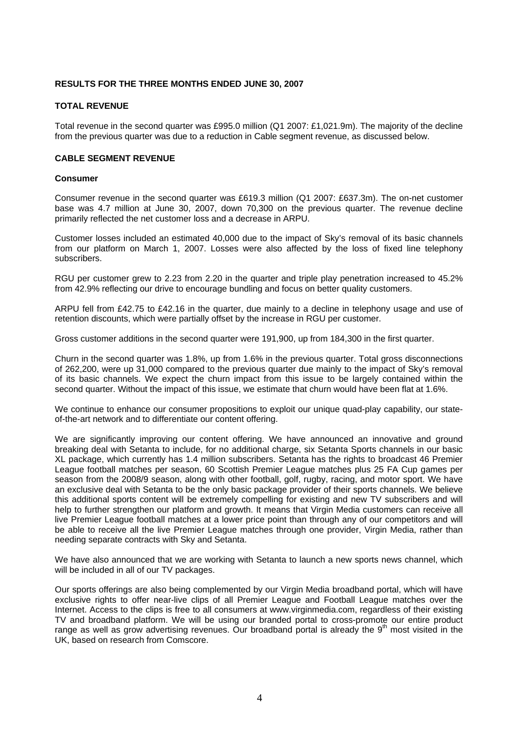## RESULTS FOR THE THREE MONTHS ENDED JUNE 30, 2007

### TOTAL REVENUE

Total revenue in the second quarter was £995.0 million (Q1 2007: £1,021.9m). The majority of the decline from the previous quarter was due to a reduction in Cable segment revenue, as discussed below.

### CABLE SEGMENT REVENUE

#### Consumer

Consumer revenue in the second quarter was £619.3 million (Q1 2007: £637.3m). The on-net customer base was 4.7 million at June 30, 2007, down 70,300 on the previous quarter. The revenue decline primarily reflected the net customer loss and a decrease in ARPU.

Customer losses included an estimated 40,000 due to the impact of Sky's removal of its basic channels from our platform on March 1, 2007. Losses were also affected by the loss of fixed line telephony subscribers.

RGU per customer grew to 2.23 from 2.20 in the quarter and triple play penetration increased to 45.2% from 42.9% reflecting our drive to encourage bundling and focus on better quality customers.

ARPU fell from £42.75 to £42.16 in the quarter, due mainly to a decline in telephony usage and use of retention discounts, which were partially offset by the increase in RGU per customer.

Gross customer additions in the second quarter were 191,900, up from 184,300 in the first quarter.

Churn in the second quarter was 1.8%, up from 1.6% in the previous quarter. Total gross disconnections of 262,200, were up 31,000 compared to the previous quarter due mainly to the impact of Sky's removal of its basic channels. We expect the churn impact from this issue to be largely contained within the second quarter. Without the impact of this issue, we estimate that churn would have been flat at 1.6%.

We continue to enhance our consumer propositions to exploit our unique quad-play capability, our state-of-the-art network and to differentiate our content offering.

We are significantly improving our content offering. We have announced an innovative and ground breaking deal with Setanta to include, for no additional charge, six Setanta Sports channels in our basic XL package, which currently has 1.4 million subscribers. Setanta has the rights to broadcast 46 Premier League football matches per season, 60 Scottish Premier League matches plus 25 FA Cup games per season from the 2008/9 season, along with other football, golf, rugby, racing, and motor sport. We have an exclusive deal with Setanta to be the only basic package provider of their sports channels. We believe this additional sports content will be extremely compelling for existing and new TV subscribers and will help to further strengthen our platform and growth. It means that Virgin Media customers can receive all live Premier League football matches at a lower price point than through any of our competitors and will be able to receive all the live Premier League matches through one provider, Virgin Media, rather than needing separate contracts with Sky and Setanta.

We have also announced that we are working with Setanta to launch a new sports news channel, which will be included in all of our TV packages.

Our sports offerings are also being complemented by our Virgin Media broadband portal, which will have exclusive rights to offer near-live clips of all Premier League and Football League matches over the Internet. Access to the clips is free to all consumers at www.virginmedia.com, regardless of their existing TV and broadband platform. We will be using our branded portal to cross-promote our entire product range as well as grow advertising revenues. Our broadband portal is already the 9th most visited in the UK, based on research from Comscore.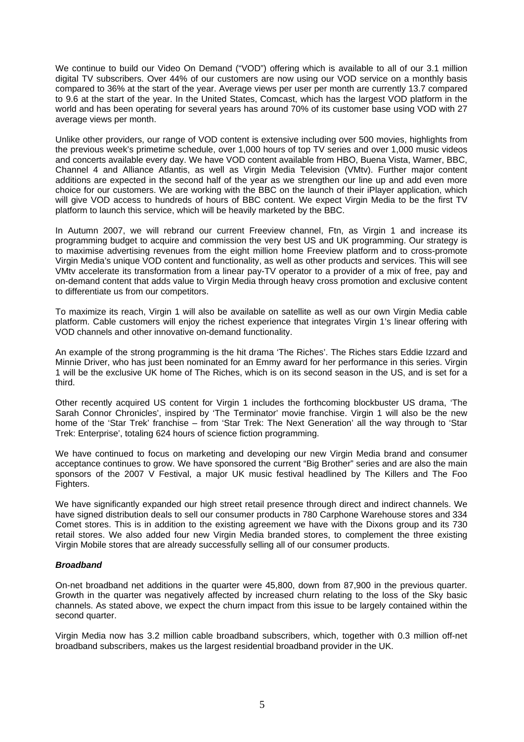We continue to build our Video On Demand ("VOD") offering which is available to all of our 3.1 million digital TV subscribers. Over 44% of our customers are now using our VOD service on a monthly basis compared to 36% at the start of the year. Average views per user per month are currently 13.7 compared to 9.6 at the start of the year. In the United States, Comcast, which has the largest VOD platform in the world and has been operating for several years has around 70% of its customer base using VOD with 27 average views per month.

Unlike other providers, our range of VOD content is extensive including over 500 movies, highlights from the previous week's primetime schedule, over 1,000 hours of top TV series and over 1,000 music videos and concerts available every day. We have VOD content available from HBO, Buena Vista, Warner, BBC, Channel 4 and Alliance Atlantis, as well as Virgin Media Television (VMtv). Further major content additions are expected in the second half of the year as we strengthen our line up and add even more choice for our customers. We are working with the BBC on the launch of their iPlayer application, which will give VOD access to hundreds of hours of BBC content. We expect Virgin Media to be the first TV platform to launch this service, which will be heavily marketed by the BBC.

In Autumn 2007, we will rebrand our current Freeview channel, Ftn, as Virgin 1 and increase its programming budget to acquire and commission the very best US and UK programming. Our strategy is to maximise advertising revenues from the eight million home Freeview platform and to cross-promote Virgin Media's unique VOD content and functionality, as well as other products and services. This will see VMtv accelerate its transformation from a linear pay-TV operator to a provider of a mix of free, pay and on-demand content that adds value to Virgin Media through heavy cross promotion and exclusive content to differentiate us from our competitors.

To maximize its reach, Virgin 1 will also be available on satellite as well as our own Virgin Media cable platform. Cable customers will enjoy the richest experience that integrates Virgin 1's linear offering with VOD channels and other innovative on-demand functionality.

An example of the strong programming is the hit drama 'The Riches'. The Riches stars Eddie Izzard and Minnie Driver, who has just been nominated for an Emmy award for her performance in this series. Virgin 1 will be the exclusive UK home of The Riches, which is on its second season in the US, and is set for a third.

Other recently acquired US content for Virgin 1 includes the forthcoming blockbuster US drama, 'The Sarah Connor Chronicles', inspired by 'The Terminator' movie franchise. Virgin 1 will also be the new home of the 'Star Trek' franchise – from 'Star Trek: The Next Generation' all the way through to 'Star Trek: Enterprise', totaling 624 hours of science fiction programming.

We have continued to focus on marketing and developing our new Virgin Media brand and consumer acceptance continues to grow. We have sponsored the current "Big Brother" series and are also the main sponsors of the 2007 V Festival, a major UK music festival headlined by The Killers and The Foo Fighters.

We have significantly expanded our high street retail presence through direct and indirect channels. We have signed distribution deals to sell our consumer products in 780 Carphone Warehouse stores and 334 Comet stores. This is in addition to the existing agreement we have with the Dixons group and its 730 retail stores. We also added four new Virgin Media branded stores, to complement the three existing Virgin Mobile stores that are already successfully selling all of our consumer products.

***Broadband***

On-net broadband net additions in the quarter were 45,800, down from 87,900 in the previous quarter. Growth in the quarter was negatively affected by increased churn relating to the loss of the Sky basic channels. As stated above, we expect the churn impact from this issue to be largely contained within the second quarter.

Virgin Media now has 3.2 million cable broadband subscribers, which, together with 0.3 million off-net broadband subscribers, makes us the largest residential broadband provider in the UK.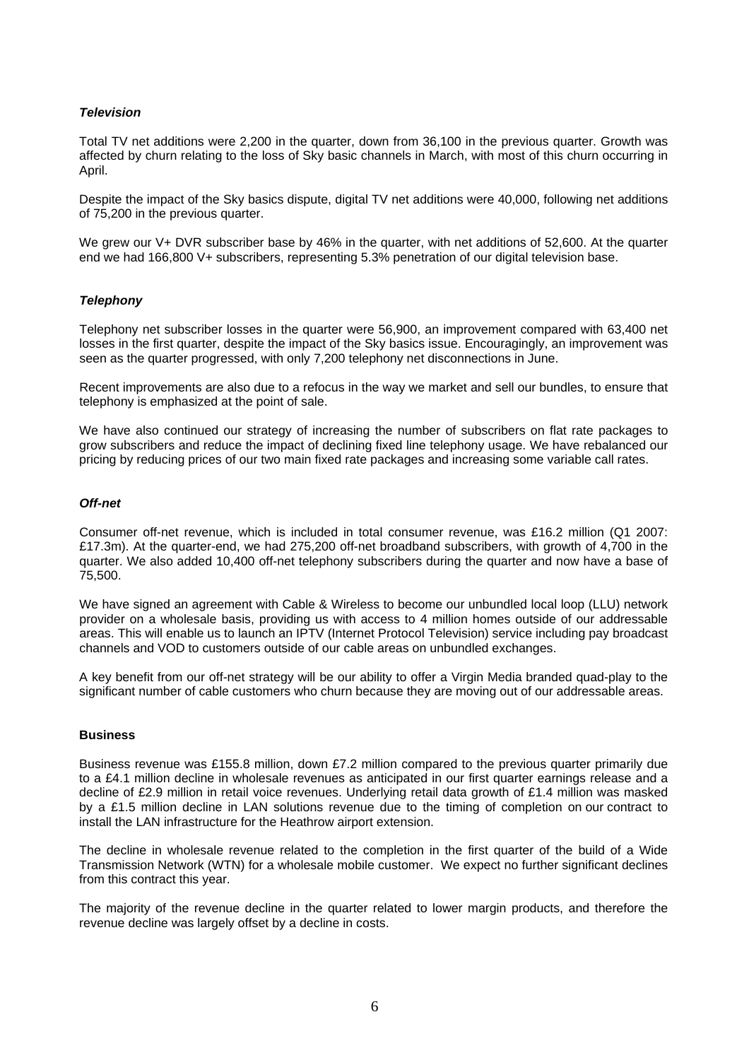### *Television*

Total TV net additions were 2,200 in the quarter, down from 36,100 in the previous quarter. Growth was affected by churn relating to the loss of Sky basic channels in March, with most of this churn occurring in April.

Despite the impact of the Sky basics dispute, digital TV net additions were 40,000, following net additions of 75,200 in the previous quarter.

We grew our V+ DVR subscriber base by 46% in the quarter, with net additions of 52,600. At the quarter end we had 166,800 V+ subscribers, representing 5.3% penetration of our digital television base.

### *Telephony*

Telephony net subscriber losses in the quarter were 56,900, an improvement compared with 63,400 net losses in the first quarter, despite the impact of the Sky basics issue. Encouragingly, an improvement was seen as the quarter progressed, with only 7,200 telephony net disconnections in June.

Recent improvements are also due to a refocus in the way we market and sell our bundles, to ensure that telephony is emphasized at the point of sale.

We have also continued our strategy of increasing the number of subscribers on flat rate packages to grow subscribers and reduce the impact of declining fixed line telephony usage. We have rebalanced our pricing by reducing prices of our two main fixed rate packages and increasing some variable call rates.

### *Off-net*

Consumer off-net revenue, which is included in total consumer revenue, was £16.2 million (Q1 2007: £17.3m). At the quarter-end, we had 275,200 off-net broadband subscribers, with growth of 4,700 in the quarter. We also added 10,400 off-net telephony subscribers during the quarter and now have a base of 75,500.

We have signed an agreement with Cable & Wireless to become our unbundled local loop (LLU) network provider on a wholesale basis, providing us with access to 4 million homes outside of our addressable areas. This will enable us to launch an IPTV (Internet Protocol Television) service including pay broadcast channels and VOD to customers outside of our cable areas on unbundled exchanges.

A key benefit from our off-net strategy will be our ability to offer a Virgin Media branded quad-play to the significant number of cable customers who churn because they are moving out of our addressable areas.

## Business

Business revenue was £155.8 million, down £7.2 million compared to the previous quarter primarily due to a £4.1 million decline in wholesale revenues as anticipated in our first quarter earnings release and a decline of £2.9 million in retail voice revenues. Underlying retail data growth of £1.4 million was masked by a £1.5 million decline in LAN solutions revenue due to the timing of completion on our contract to install the LAN infrastructure for the Heathrow airport extension.

The decline in wholesale revenue related to the completion in the first quarter of the build of a Wide Transmission Network (WTN) for a wholesale mobile customer. We expect no further significant declines from this contract this year.

The majority of the revenue decline in the quarter related to lower margin products, and therefore the revenue decline was largely offset by a decline in costs.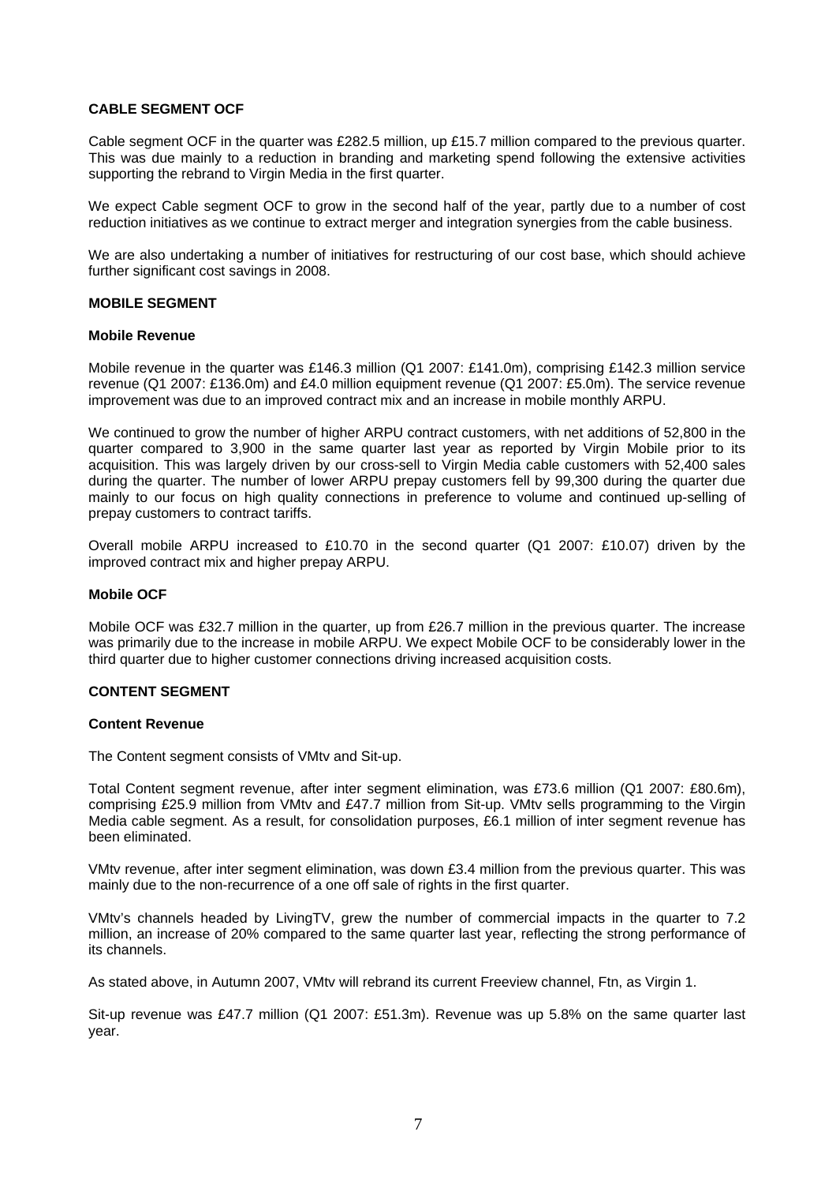### CABLE SEGMENT OCF

Cable segment OCF in the quarter was £282.5 million, up £15.7 million compared to the previous quarter. This was due mainly to a reduction in branding and marketing spend following the extensive activities supporting the rebrand to Virgin Media in the first quarter.

We expect Cable segment OCF to grow in the second half of the year, partly due to a number of cost reduction initiatives as we continue to extract merger and integration synergies from the cable business.

We are also undertaking a number of initiatives for restructuring of our cost base, which should achieve further significant cost savings in 2008.

### MOBILE SEGMENT

#### Mobile Revenue

Mobile revenue in the quarter was £146.3 million (Q1 2007: £141.0m), comprising £142.3 million service revenue (Q1 2007: £136.0m) and £4.0 million equipment revenue (Q1 2007: £5.0m). The service revenue improvement was due to an improved contract mix and an increase in mobile monthly ARPU.

We continued to grow the number of higher ARPU contract customers, with net additions of 52,800 in the quarter compared to 3,900 in the same quarter last year as reported by Virgin Mobile prior to its acquisition. This was largely driven by our cross-sell to Virgin Media cable customers with 52,400 sales during the quarter. The number of lower ARPU prepay customers fell by 99,300 during the quarter due mainly to our focus on high quality connections in preference to volume and continued up-selling of prepay customers to contract tariffs.

Overall mobile ARPU increased to £10.70 in the second quarter (Q1 2007: £10.07) driven by the improved contract mix and higher prepay ARPU.

#### Mobile OCF

Mobile OCF was £32.7 million in the quarter, up from £26.7 million in the previous quarter. The increase was primarily due to the increase in mobile ARPU. We expect Mobile OCF to be considerably lower in the third quarter due to higher customer connections driving increased acquisition costs.

### CONTENT SEGMENT

#### Content Revenue

The Content segment consists of VMtv and Sit-up.

Total Content segment revenue, after inter segment elimination, was £73.6 million (Q1 2007: £80.6m), comprising £25.9 million from VMtv and £47.7 million from Sit-up. VMtv sells programming to the Virgin Media cable segment. As a result, for consolidation purposes, £6.1 million of inter segment revenue has been eliminated.

VMtv revenue, after inter segment elimination, was down £3.4 million from the previous quarter. This was mainly due to the non-recurrence of a one off sale of rights in the first quarter.

VMtv's channels headed by LivingTV, grew the number of commercial impacts in the quarter to 7.2 million, an increase of 20% compared to the same quarter last year, reflecting the strong performance of its channels.

As stated above, in Autumn 2007, VMtv will rebrand its current Freeview channel, Ftn, as Virgin 1.

Sit-up revenue was £47.7 million (Q1 2007: £51.3m). Revenue was up 5.8% on the same quarter last year.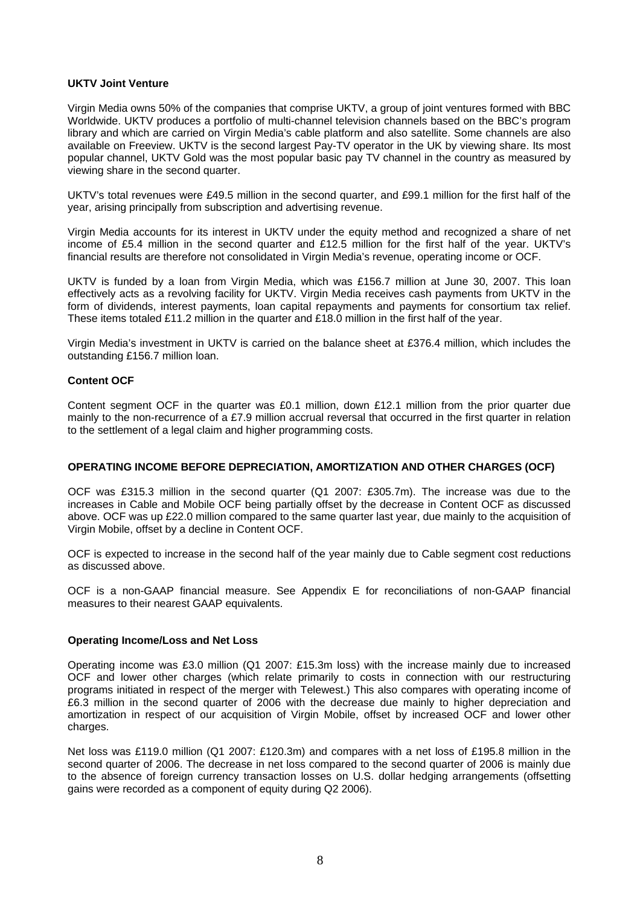**UKTV Joint Venture**

Virgin Media owns 50% of the companies that comprise UKTV, a group of joint ventures formed with BBC Worldwide. UKTV produces a portfolio of multi-channel television channels based on the BBC's program library and which are carried on Virgin Media's cable platform and also satellite. Some channels are also available on Freeview. UKTV is the second largest Pay-TV operator in the UK by viewing share. Its most popular channel, UKTV Gold was the most popular basic pay TV channel in the country as measured by viewing share in the second quarter.

UKTV's total revenues were £49.5 million in the second quarter, and £99.1 million for the first half of the year, arising principally from subscription and advertising revenue.

Virgin Media accounts for its interest in UKTV under the equity method and recognized a share of net income of £5.4 million in the second quarter and £12.5 million for the first half of the year. UKTV's financial results are therefore not consolidated in Virgin Media's revenue, operating income or OCF.

UKTV is funded by a loan from Virgin Media, which was £156.7 million at June 30, 2007. This loan effectively acts as a revolving facility for UKTV. Virgin Media receives cash payments from UKTV in the form of dividends, interest payments, loan capital repayments and payments for consortium tax relief. These items totaled £11.2 million in the quarter and £18.0 million in the first half of the year.

Virgin Media's investment in UKTV is carried on the balance sheet at £376.4 million, which includes the outstanding £156.7 million loan.

**Content OCF**

Content segment OCF in the quarter was £0.1 million, down £12.1 million from the prior quarter due mainly to the non-recurrence of a £7.9 million accrual reversal that occurred in the first quarter in relation to the settlement of a legal claim and higher programming costs.

**OPERATING INCOME BEFORE DEPRECIATION, AMORTIZATION AND OTHER CHARGES (OCF)**

OCF was £315.3 million in the second quarter (Q1 2007: £305.7m). The increase was due to the increases in Cable and Mobile OCF being partially offset by the decrease in Content OCF as discussed above. OCF was up £22.0 million compared to the same quarter last year, due mainly to the acquisition of Virgin Mobile, offset by a decline in Content OCF.

OCF is expected to increase in the second half of the year mainly due to Cable segment cost reductions as discussed above.

OCF is a non-GAAP financial measure. See Appendix E for reconciliations of non-GAAP financial measures to their nearest GAAP equivalents.

**Operating Income/Loss and Net Loss**

Operating income was £3.0 million (Q1 2007: £15.3m loss) with the increase mainly due to increased OCF and lower other charges (which relate primarily to costs in connection with our restructuring programs initiated in respect of the merger with Telewest.) This also compares with operating income of £6.3 million in the second quarter of 2006 with the decrease due mainly to higher depreciation and amortization in respect of our acquisition of Virgin Mobile, offset by increased OCF and lower other charges.

Net loss was £119.0 million (Q1 2007: £120.3m) and compares with a net loss of £195.8 million in the second quarter of 2006. The decrease in net loss compared to the second quarter of 2006 is mainly due to the absence of foreign currency transaction losses on U.S. dollar hedging arrangements (offsetting gains were recorded as a component of equity during Q2 2006).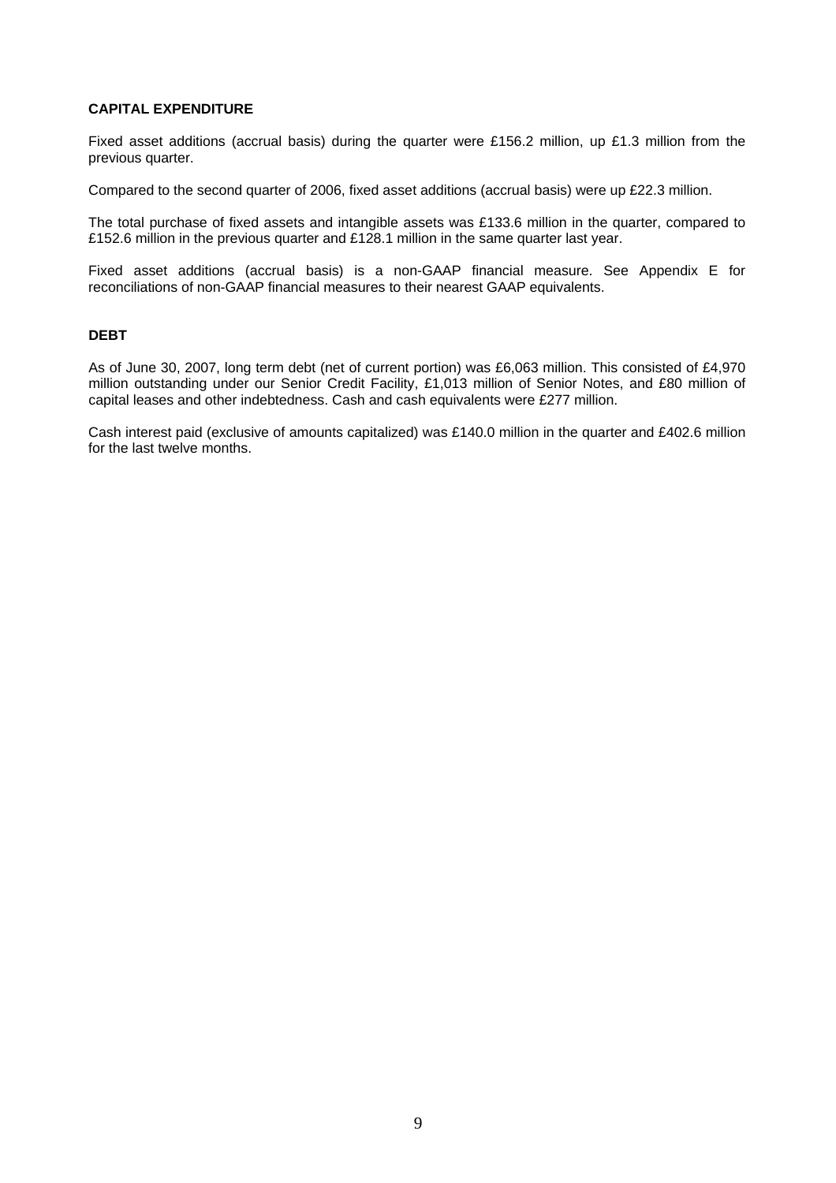**CAPITAL EXPENDITURE**

Fixed asset additions (accrual basis) during the quarter were £156.2 million, up £1.3 million from the previous quarter.

Compared to the second quarter of 2006, fixed asset additions (accrual basis) were up £22.3 million.

The total purchase of fixed assets and intangible assets was £133.6 million in the quarter, compared to £152.6 million in the previous quarter and £128.1 million in the same quarter last year.

Fixed asset additions (accrual basis) is a non-GAAP financial measure. See Appendix E for reconciliations of non-GAAP financial measures to their nearest GAAP equivalents.

**DEBT**

As of June 30, 2007, long term debt (net of current portion) was £6,063 million. This consisted of £4,970 million outstanding under our Senior Credit Facility, £1,013 million of Senior Notes, and £80 million of capital leases and other indebtedness. Cash and cash equivalents were £277 million.

Cash interest paid (exclusive of amounts capitalized) was £140.0 million in the quarter and £402.6 million for the last twelve months.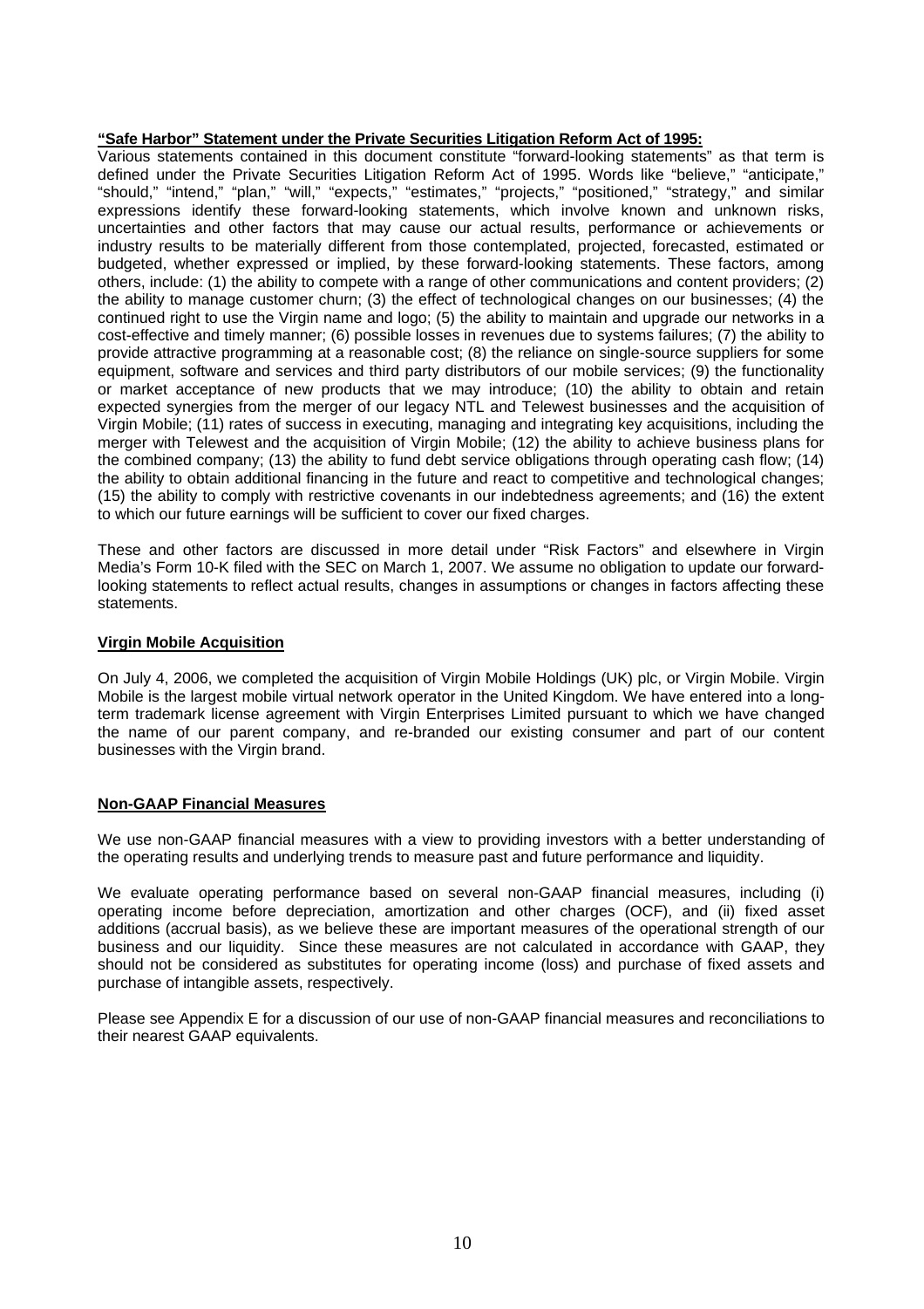**"Safe Harbor" Statement under the Private Securities Litigation Reform Act of 1995:**

Various statements contained in this document constitute "forward-looking statements" as that term is defined under the Private Securities Litigation Reform Act of 1995. Words like "believe," "anticipate," "should," "intend," "plan," "will," "expects," "estimates," "projects," "positioned," "strategy," and similar expressions identify these forward-looking statements, which involve known and unknown risks, uncertainties and other factors that may cause our actual results, performance or achievements or industry results to be materially different from those contemplated, projected, forecasted, estimated or budgeted, whether expressed or implied, by these forward-looking statements. These factors, among others, include: (1) the ability to compete with a range of other communications and content providers; (2) the ability to manage customer churn; (3) the effect of technological changes on our businesses; (4) the continued right to use the Virgin name and logo; (5) the ability to maintain and upgrade our networks in a cost-effective and timely manner; (6) possible losses in revenues due to systems failures; (7) the ability to provide attractive programming at a reasonable cost; (8) the reliance on single-source suppliers for some equipment, software and services and third party distributors of our mobile services; (9) the functionality or market acceptance of new products that we may introduce; (10) the ability to obtain and retain expected synergies from the merger of our legacy NTL and Telewest businesses and the acquisition of Virgin Mobile; (11) rates of success in executing, managing and integrating key acquisitions, including the merger with Telewest and the acquisition of Virgin Mobile; (12) the ability to achieve business plans for the combined company; (13) the ability to fund debt service obligations through operating cash flow; (14) the ability to obtain additional financing in the future and react to competitive and technological changes; (15) the ability to comply with restrictive covenants in our indebtedness agreements; and (16) the extent to which our future earnings will be sufficient to cover our fixed charges.

These and other factors are discussed in more detail under "Risk Factors" and elsewhere in Virgin Media's Form 10-K filed with the SEC on March 1, 2007. We assume no obligation to update our forward-looking statements to reflect actual results, changes in assumptions or changes in factors affecting these statements.

**Virgin Mobile Acquisition**

On July 4, 2006, we completed the acquisition of Virgin Mobile Holdings (UK) plc, or Virgin Mobile. Virgin Mobile is the largest mobile virtual network operator in the United Kingdom. We have entered into a long-term trademark license agreement with Virgin Enterprises Limited pursuant to which we have changed the name of our parent company, and re-branded our existing consumer and part of our content businesses with the Virgin brand.

**Non-GAAP Financial Measures**

We use non-GAAP financial measures with a view to providing investors with a better understanding of the operating results and underlying trends to measure past and future performance and liquidity.

We evaluate operating performance based on several non-GAAP financial measures, including (i) operating income before depreciation, amortization and other charges (OCF), and (ii) fixed asset additions (accrual basis), as we believe these are important measures of the operational strength of our business and our liquidity. Since these measures are not calculated in accordance with GAAP, they should not be considered as substitutes for operating income (loss) and purchase of fixed assets and purchase of intangible assets, respectively.

Please see Appendix E for a discussion of our use of non-GAAP financial measures and reconciliations to their nearest GAAP equivalents.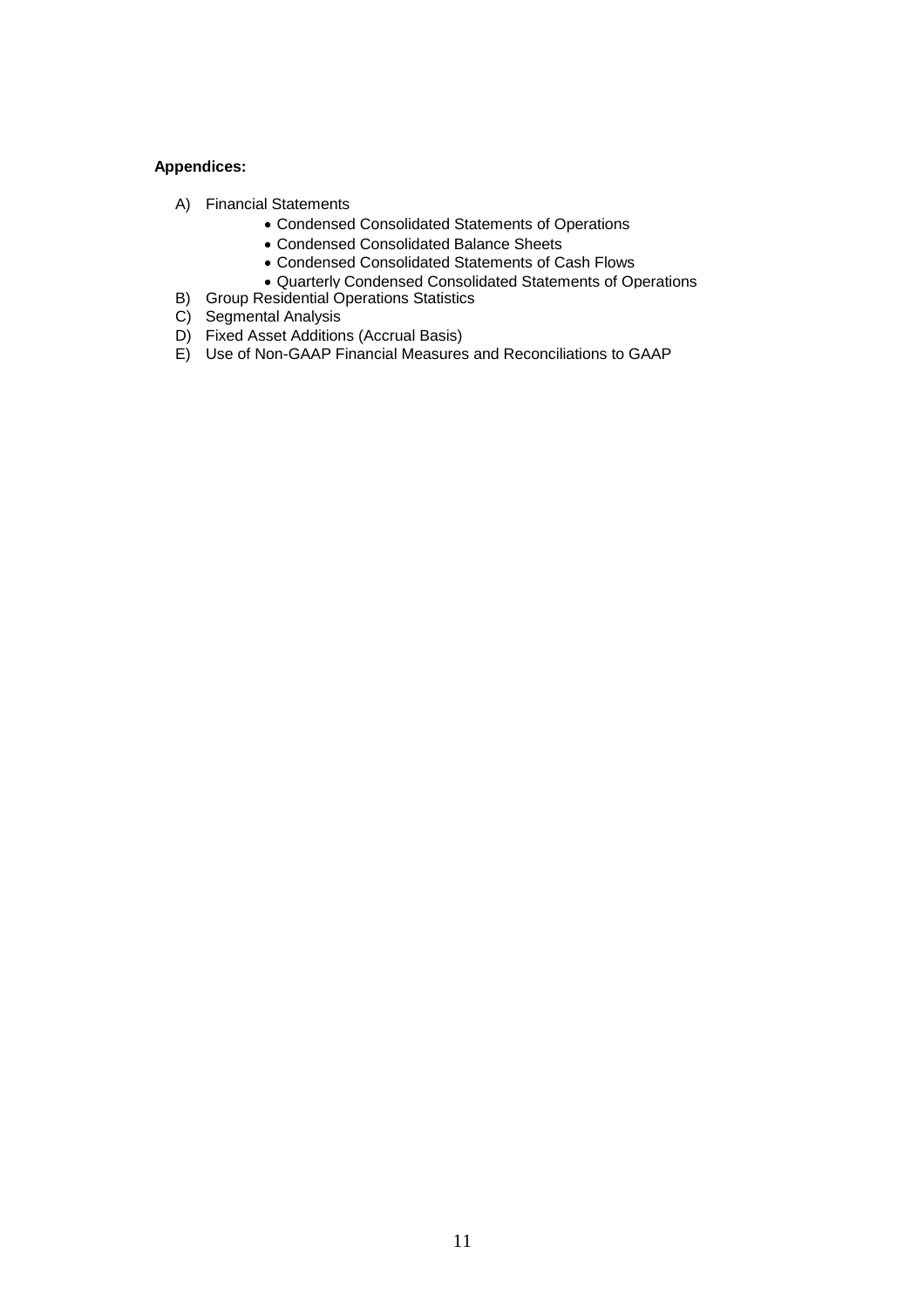**Appendices:**

A) Financial Statements
   - Condensed Consolidated Statements of Operations
   - Condensed Consolidated Balance Sheets
   - Condensed Consolidated Statements of Cash Flows
   - Quarterly Condensed Consolidated Statements of Operations

B) Group Residential Operations Statistics

C) Segmental Analysis

D) Fixed Asset Additions (Accrual Basis)

E) Use of Non-GAAP Financial Measures and Reconciliations to GAAP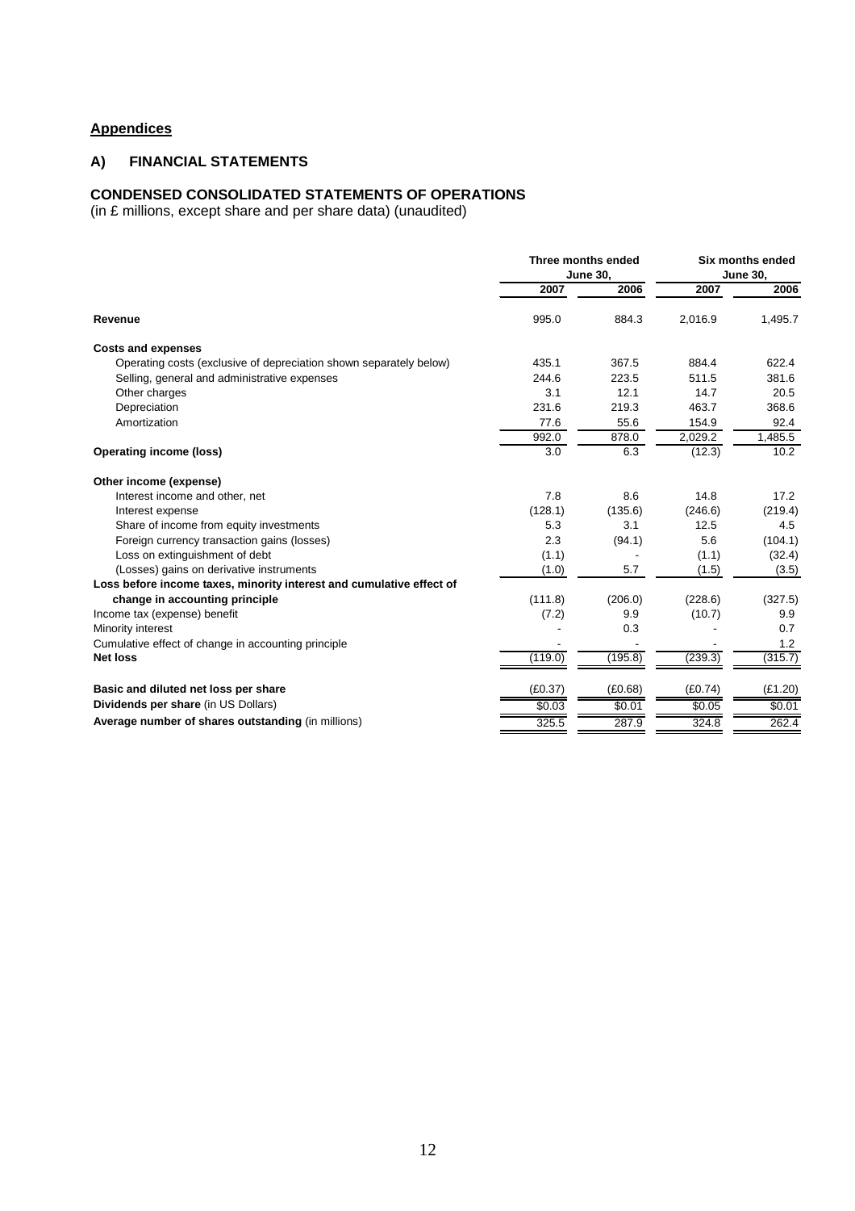## Appendices

### A) FINANCIAL STATEMENTS

### CONDENSED CONSOLIDATED STATEMENTS OF OPERATIONS

(in £ millions, except share and per share data) (unaudited)

| | Three months ended June 30, | | Six months ended June 30, | |
|---|---|---|---|---|
| | 2007 | 2006 | 2007 | 2006 |
| **Revenue** | 995.0 | 884.3 | 2,016.9 | 1,495.7 |
| **Costs and expenses** | | | | |
| Operating costs (exclusive of depreciation shown separately below) | 435.1 | 367.5 | 884.4 | 622.4 |
| Selling, general and administrative expenses | 244.6 | 223.5 | 511.5 | 381.6 |
| Other charges | 3.1 | 12.1 | 14.7 | 20.5 |
| Depreciation | 231.6 | 219.3 | 463.7 | 368.6 |
| Amortization | 77.6 | 55.6 | 154.9 | 92.4 |
| | 992.0 | 878.0 | 2,029.2 | 1,485.5 |
| **Operating income (loss)** | 3.0 | 6.3 | (12.3) | 10.2 |
| **Other income (expense)** | | | | |
| Interest income and other, net | 7.8 | 8.6 | 14.8 | 17.2 |
| Interest expense | (128.1) | (135.6) | (246.6) | (219.4) |
| Share of income from equity investments | 5.3 | 3.1 | 12.5 | 4.5 |
| Foreign currency transaction gains (losses) | 2.3 | (94.1) | 5.6 | (104.1) |
| Loss on extinguishment of debt | (1.1) | - | (1.1) | (32.4) |
| (Losses) gains on derivative instruments | (1.0) | 5.7 | (1.5) | (3.5) |
| **Loss before income taxes, minority interest and cumulative effect of change in accounting principle** | (111.8) | (206.0) | (228.6) | (327.5) |
| Income tax (expense) benefit | (7.2) | 9.9 | (10.7) | 9.9 |
| Minority interest | - | 0.3 | - | 0.7 |
| Cumulative effect of change in accounting principle | - | - | - | 1.2 |
| **Net loss** | (119.0) | (195.8) | (239.3) | (315.7) |
| **Basic and diluted net loss per share** | (£0.37) | (£0.68) | (£0.74) | (£1.20) |
| **Dividends per share** (in US Dollars) | $0.03 | $0.01 | $0.05 | $0.01 |
| **Average number of shares outstanding** (in millions) | 325.5 | 287.9 | 324.8 | 262.4 |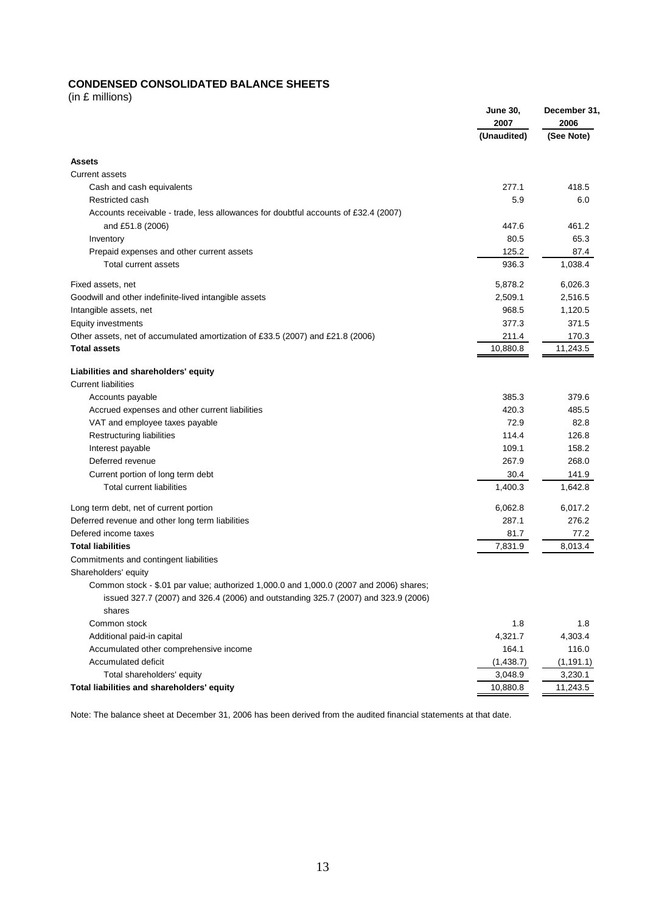## CONDENSED CONSOLIDATED BALANCE SHEETS

(in £ millions)

| | June 30, 2007 (Unaudited) | December 31, 2006 (See Note) |
|---|---|---|
| **Assets** | | |
| Current assets | | |
| Cash and cash equivalents | 277.1 | 418.5 |
| Restricted cash | 5.9 | 6.0 |
| Accounts receivable - trade, less allowances for doubtful accounts of £32.4 (2007) and £51.8 (2006) | 447.6 | 461.2 |
| Inventory | 80.5 | 65.3 |
| Prepaid expenses and other current assets | 125.2 | 87.4 |
| Total current assets | 936.3 | 1,038.4 |
| Fixed assets, net | 5,878.2 | 6,026.3 |
| Goodwill and other indefinite-lived intangible assets | 2,509.1 | 2,516.5 |
| Intangible assets, net | 968.5 | 1,120.5 |
| Equity investments | 377.3 | 371.5 |
| Other assets, net of accumulated amortization of £33.5 (2007) and £21.8 (2006) | 211.4 | 170.3 |
| **Total assets** | 10,880.8 | 11,243.5 |
| **Liabilities and shareholders' equity** | | |
| Current liabilities | | |
| Accounts payable | 385.3 | 379.6 |
| Accrued expenses and other current liabilities | 420.3 | 485.5 |
| VAT and employee taxes payable | 72.9 | 82.8 |
| Restructuring liabilities | 114.4 | 126.8 |
| Interest payable | 109.1 | 158.2 |
| Deferred revenue | 267.9 | 268.0 |
| Current portion of long term debt | 30.4 | 141.9 |
| Total current liabilities | 1,400.3 | 1,642.8 |
| Long term debt, net of current portion | 6,062.8 | 6,017.2 |
| Deferred revenue and other long term liabilities | 287.1 | 276.2 |
| Defered income taxes | 81.7 | 77.2 |
| **Total liabilities** | 7,831.9 | 8,013.4 |
| Commitments and contingent liabilities | | |
| Shareholders' equity | | |
| Common stock - \$.01 par value; authorized 1,000.0 and 1,000.0 (2007 and 2006) shares; issued 327.7 (2007) and 326.4 (2006) and outstanding 325.7 (2007) and 323.9 (2006) shares | | |
| Common stock | 1.8 | 1.8 |
| Additional paid-in capital | 4,321.7 | 4,303.4 |
| Accumulated other comprehensive income | 164.1 | 116.0 |
| Accumulated deficit | (1,438.7) | (1,191.1) |
| Total shareholders' equity | 3,048.9 | 3,230.1 |
| **Total liabilities and shareholders' equity** | 10,880.8 | 11,243.5 |

Note: The balance sheet at December 31, 2006 has been derived from the audited financial statements at that date.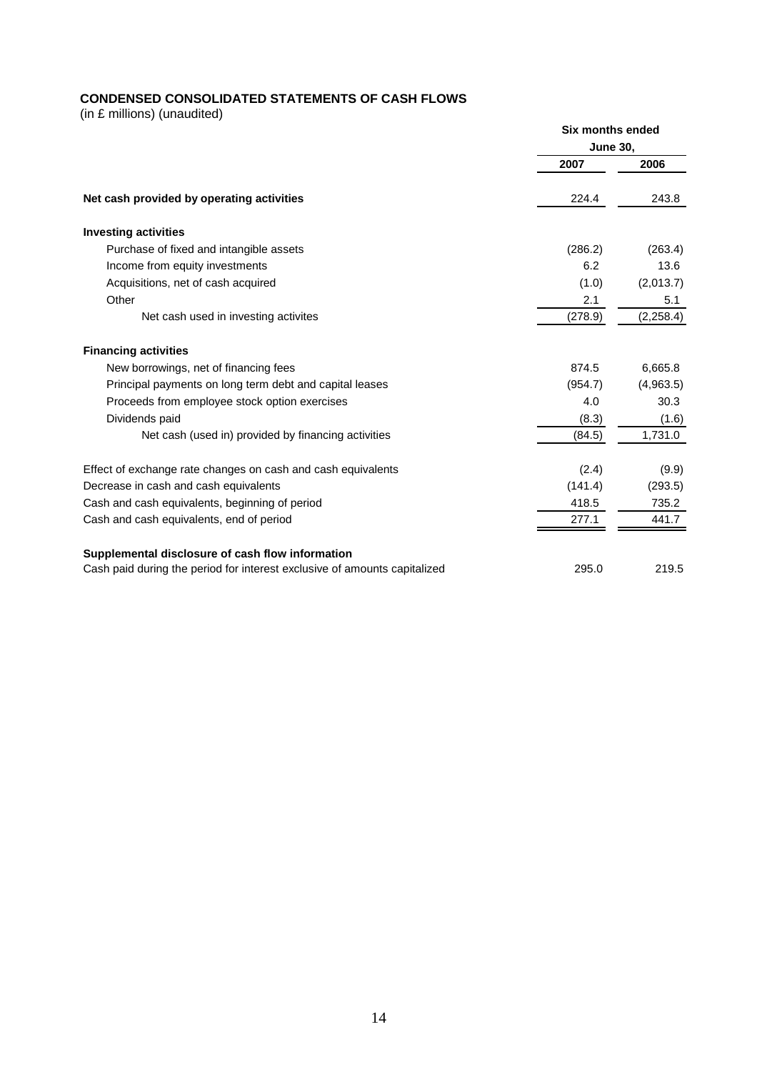## CONDENSED CONSOLIDATED STATEMENTS OF CASH FLOWS

(in £ millions) (unaudited)

| | Six months ended June 30, | |
|---|---|---|
| | 2007 | 2006 |
| **Net cash provided by operating activities** | 224.4 | 243.8 |
| **Investing activities** | | |
| Purchase of fixed and intangible assets | (286.2) | (263.4) |
| Income from equity investments | 6.2 | 13.6 |
| Acquisitions, net of cash acquired | (1.0) | (2,013.7) |
| Other | 2.1 | 5.1 |
| Net cash used in investing activites | (278.9) | (2,258.4) |
| **Financing activities** | | |
| New borrowings, net of financing fees | 874.5 | 6,665.8 |
| Principal payments on long term debt and capital leases | (954.7) | (4,963.5) |
| Proceeds from employee stock option exercises | 4.0 | 30.3 |
| Dividends paid | (8.3) | (1.6) |
| Net cash (used in) provided by financing activities | (84.5) | 1,731.0 |
| Effect of exchange rate changes on cash and cash equivalents | (2.4) | (9.9) |
| Decrease in cash and cash equivalents | (141.4) | (293.5) |
| Cash and cash equivalents, beginning of period | 418.5 | 735.2 |
| Cash and cash equivalents, end of period | 277.1 | 441.7 |
| **Supplemental disclosure of cash flow information** | | |
| Cash paid during the period for interest exclusive of amounts capitalized | 295.0 | 219.5 |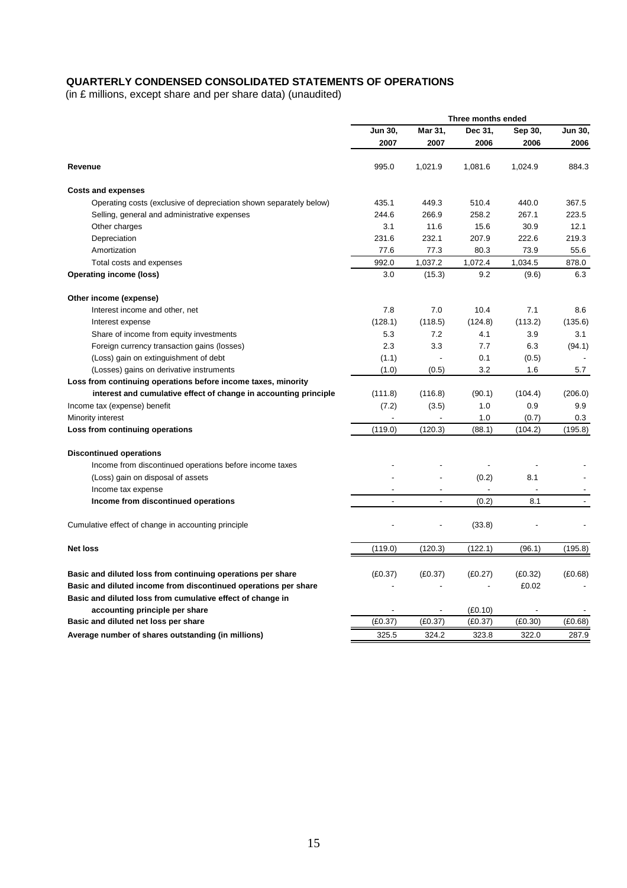## QUARTERLY CONDENSED CONSOLIDATED STATEMENTS OF OPERATIONS

(in £ millions, except share and per share data) (unaudited)

| | Three months ended | | | | |
|---|---|---|---|---|---|
| | Jun 30, 2007 | Mar 31, 2007 | Dec 31, 2006 | Sep 30, 2006 | Jun 30, 2006 |
| **Revenue** | 995.0 | 1,021.9 | 1,081.6 | 1,024.9 | 884.3 |
| **Costs and expenses** | | | | | |
| Operating costs (exclusive of depreciation shown separately below) | 435.1 | 449.3 | 510.4 | 440.0 | 367.5 |
| Selling, general and administrative expenses | 244.6 | 266.9 | 258.2 | 267.1 | 223.5 |
| Other charges | 3.1 | 11.6 | 15.6 | 30.9 | 12.1 |
| Depreciation | 231.6 | 232.1 | 207.9 | 222.6 | 219.3 |
| Amortization | 77.6 | 77.3 | 80.3 | 73.9 | 55.6 |
| Total costs and expenses | 992.0 | 1,037.2 | 1,072.4 | 1,034.5 | 878.0 |
| **Operating income (loss)** | 3.0 | (15.3) | 9.2 | (9.6) | 6.3 |
| **Other income (expense)** | | | | | |
| Interest income and other, net | 7.8 | 7.0 | 10.4 | 7.1 | 8.6 |
| Interest expense | (128.1) | (118.5) | (124.8) | (113.2) | (135.6) |
| Share of income from equity investments | 5.3 | 7.2 | 4.1 | 3.9 | 3.1 |
| Foreign currency transaction gains (losses) | 2.3 | 3.3 | 7.7 | 6.3 | (94.1) |
| (Loss) gain on extinguishment of debt | (1.1) | - | 0.1 | (0.5) | - |
| (Losses) gains on derivative instruments | (1.0) | (0.5) | 3.2 | 1.6 | 5.7 |
| **Loss from continuing operations before income taxes, minority interest and cumulative effect of change in accounting principle** | (111.8) | (116.8) | (90.1) | (104.4) | (206.0) |
| Income tax (expense) benefit | (7.2) | (3.5) | 1.0 | 0.9 | 9.9 |
| Minority interest | - | - | 1.0 | (0.7) | 0.3 |
| **Loss from continuing operations** | (119.0) | (120.3) | (88.1) | (104.2) | (195.8) |
| **Discontinued operations** | | | | | |
| Income from discontinued operations before income taxes | - | - | - | - | - |
| (Loss) gain on disposal of assets | - | - | (0.2) | 8.1 | - |
| Income tax expense | - | - | - | - | - |
| **Income from discontinued operations** | - | - | (0.2) | 8.1 | - |
| Cumulative effect of change in accounting principle | - | - | (33.8) | - | - |
| **Net loss** | (119.0) | (120.3) | (122.1) | (96.1) | (195.8) |
| **Basic and diluted loss from continuing operations per share** | (£0.37) | (£0.37) | (£0.27) | (£0.32) | (£0.68) |
| **Basic and diluted income from discontinued operations per share** | - | - | - | £0.02 | - |
| **Basic and diluted loss from cumulative effect of change in accounting principle per share** | - | - | (£0.10) | - | - |
| **Basic and diluted net loss per share** | (£0.37) | (£0.37) | (£0.37) | (£0.30) | (£0.68) |
| **Average number of shares outstanding (in millions)** | 325.5 | 324.2 | 323.8 | 322.0 | 287.9 |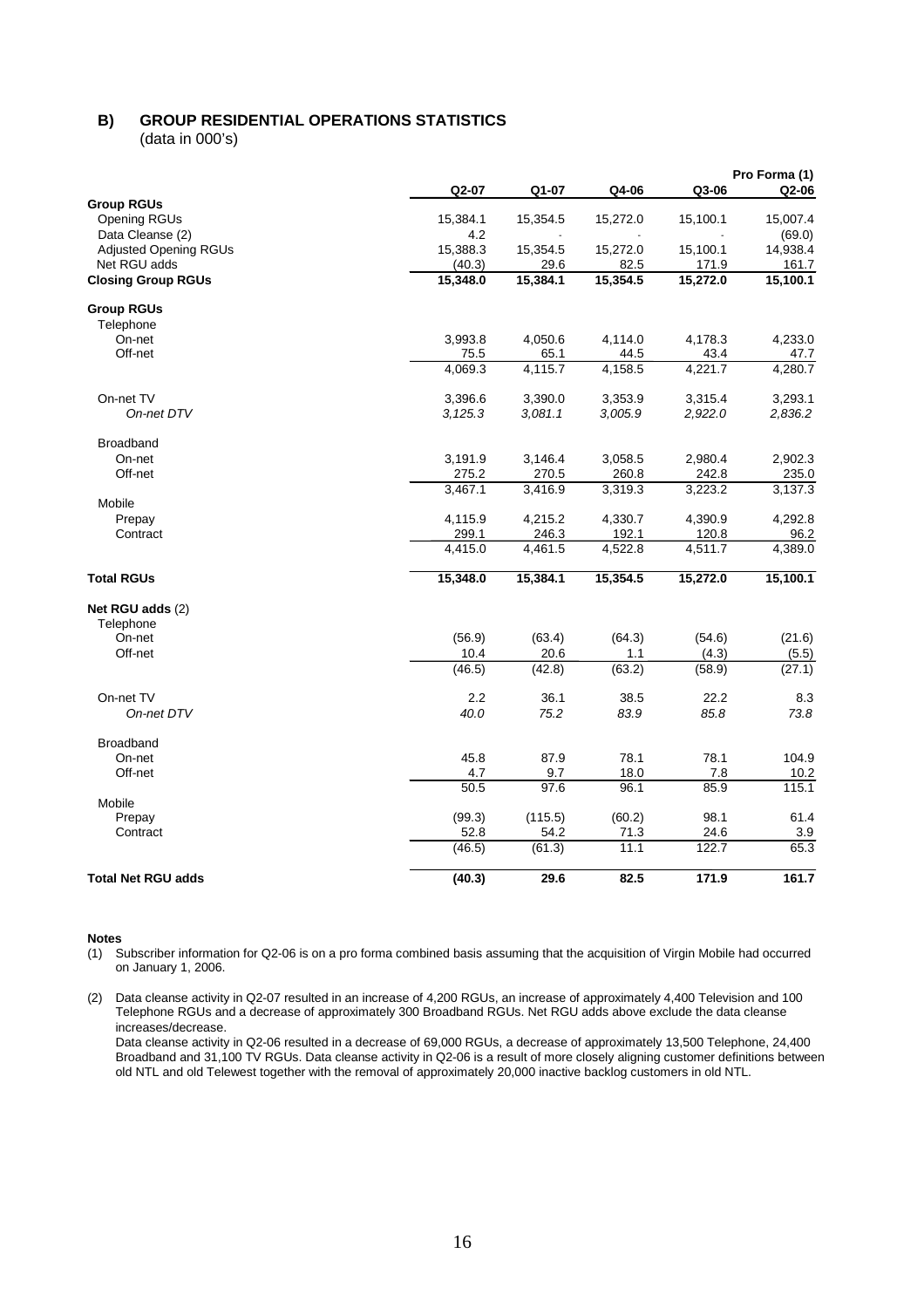## B) GROUP RESIDENTIAL OPERATIONS STATISTICS

(data in 000's)

| | Q2-07 | Q1-07 | Q4-06 | Q3-06 | Pro Forma (1) Q2-06 |
|---|---|---|---|---|---|
| **Group RGUs** | | | | | |
| Opening RGUs | 15,384.1 | 15,354.5 | 15,272.0 | 15,100.1 | 15,007.4 |
| Data Cleanse (2) | 4.2 | - | - | - | (69.0) |
| Adjusted Opening RGUs | 15,388.3 | 15,354.5 | 15,272.0 | 15,100.1 | 14,938.4 |
| Net RGU adds | (40.3) | 29.6 | 82.5 | 171.9 | 161.7 |
| **Closing Group RGUs** | **15,348.0** | **15,384.1** | **15,354.5** | **15,272.0** | **15,100.1** |
| **Group RGUs** | | | | | |
| Telephone | | | | | |
| On-net | 3,993.8 | 4,050.6 | 4,114.0 | 4,178.3 | 4,233.0 |
| Off-net | 75.5 | 65.1 | 44.5 | 43.4 | 47.7 |
| | 4,069.3 | 4,115.7 | 4,158.5 | 4,221.7 | 4,280.7 |
| On-net TV | 3,396.6 | 3,390.0 | 3,353.9 | 3,315.4 | 3,293.1 |
| *On-net DTV* | *3,125.3* | *3,081.1* | *3,005.9* | *2,922.0* | *2,836.2* |
| Broadband | | | | | |
| On-net | 3,191.9 | 3,146.4 | 3,058.5 | 2,980.4 | 2,902.3 |
| Off-net | 275.2 | 270.5 | 260.8 | 242.8 | 235.0 |
| | 3,467.1 | 3,416.9 | 3,319.3 | 3,223.2 | 3,137.3 |
| Mobile | | | | | |
| Prepay | 4,115.9 | 4,215.2 | 4,330.7 | 4,390.9 | 4,292.8 |
| Contract | 299.1 | 246.3 | 192.1 | 120.8 | 96.2 |
| | 4,415.0 | 4,461.5 | 4,522.8 | 4,511.7 | 4,389.0 |
| **Total RGUs** | **15,348.0** | **15,384.1** | **15,354.5** | **15,272.0** | **15,100.1** |
| **Net RGU adds** (2) | | | | | |
| Telephone | | | | | |
| On-net | (56.9) | (63.4) | (64.3) | (54.6) | (21.6) |
| Off-net | 10.4 | 20.6 | 1.1 | (4.3) | (5.5) |
| | (46.5) | (42.8) | (63.2) | (58.9) | (27.1) |
| On-net TV | 2.2 | 36.1 | 38.5 | 22.2 | 8.3 |
| *On-net DTV* | *40.0* | *75.2* | *83.9* | *85.8* | *73.8* |
| Broadband | | | | | |
| On-net | 45.8 | 87.9 | 78.1 | 78.1 | 104.9 |
| Off-net | 4.7 | 9.7 | 18.0 | 7.8 | 10.2 |
| | 50.5 | 97.6 | 96.1 | 85.9 | 115.1 |
| Mobile | | | | | |
| Prepay | (99.3) | (115.5) | (60.2) | 98.1 | 61.4 |
| Contract | 52.8 | 54.2 | 71.3 | 24.6 | 3.9 |
| | (46.5) | (61.3) | 11.1 | 122.7 | 65.3 |
| **Total Net RGU adds** | **(40.3)** | **29.6** | **82.5** | **171.9** | **161.7** |

**Notes**

(1) Subscriber information for Q2-06 is on a pro forma combined basis assuming that the acquisition of Virgin Mobile had occurred on January 1, 2006.

(2) Data cleanse activity in Q2-07 resulted in an increase of 4,200 RGUs, an increase of approximately 4,400 Television and 100 Telephone RGUs and a decrease of approximately 300 Broadband RGUs. Net RGU adds above exclude the data cleanse increases/decrease.
Data cleanse activity in Q2-06 resulted in a decrease of 69,000 RGUs, a decrease of approximately 13,500 Telephone, 24,400 Broadband and 31,100 TV RGUs. Data cleanse activity in Q2-06 is a result of more closely aligning customer definitions between old NTL and old Telewest together with the removal of approximately 20,000 inactive backlog customers in old NTL.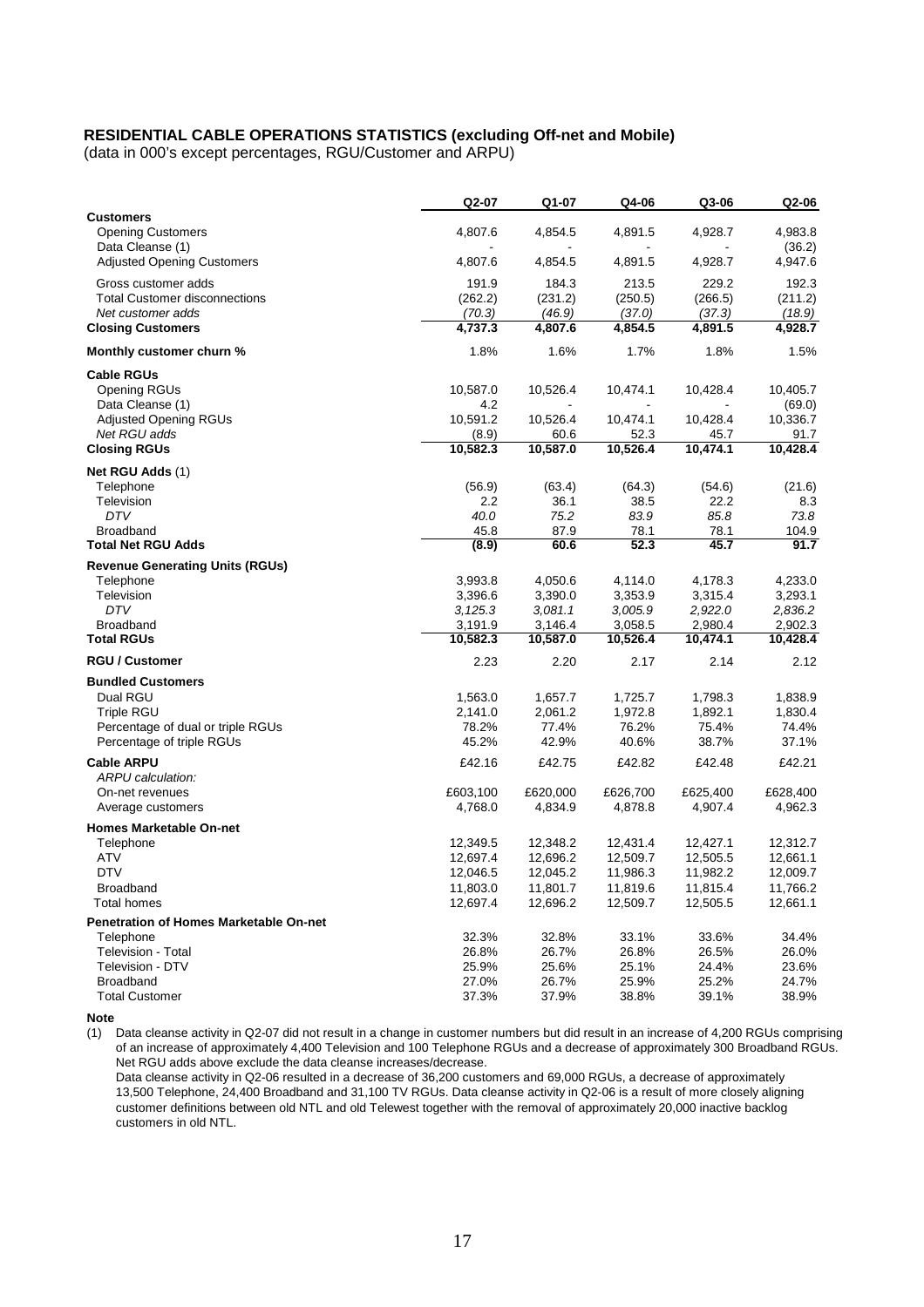### RESIDENTIAL CABLE OPERATIONS STATISTICS (excluding Off-net and Mobile)

(data in 000's except percentages, RGU/Customer and ARPU)

| | Q2-07 | Q1-07 | Q4-06 | Q3-06 | Q2-06 |
|---|---|---|---|---|---|
| **Customers** | | | | | |
| Opening Customers | 4,807.6 | 4,854.5 | 4,891.5 | 4,928.7 | 4,983.8 |
| Data Cleanse (1) | - | - | - | - | (36.2) |
| Adjusted Opening Customers | 4,807.6 | 4,854.5 | 4,891.5 | 4,928.7 | 4,947.6 |
| Gross customer adds | 191.9 | 184.3 | 213.5 | 229.2 | 192.3 |
| Total Customer disconnections | (262.2) | (231.2) | (250.5) | (266.5) | (211.2) |
| *Net customer adds* | *(70.3)* | *(46.9)* | *(37.0)* | *(37.3)* | *(18.9)* |
| **Closing Customers** | **4,737.3** | **4,807.6** | **4,854.5** | **4,891.5** | **4,928.7** |
| **Monthly customer churn %** | 1.8% | 1.6% | 1.7% | 1.8% | 1.5% |
| **Cable RGUs** | | | | | |
| Opening RGUs | 10,587.0 | 10,526.4 | 10,474.1 | 10,428.4 | 10,405.7 |
| Data Cleanse (1) | 4.2 | - | - | - | (69.0) |
| Adjusted Opening RGUs | 10,591.2 | 10,526.4 | 10,474.1 | 10,428.4 | 10,336.7 |
| *Net RGU adds* | (8.9) | 60.6 | 52.3 | 45.7 | 91.7 |
| **Closing RGUs** | **10,582.3** | **10,587.0** | **10,526.4** | **10,474.1** | **10,428.4** |
| **Net RGU Adds** (1) | | | | | |
| Telephone | (56.9) | (63.4) | (64.3) | (54.6) | (21.6) |
| Television | 2.2 | 36.1 | 38.5 | 22.2 | 8.3 |
| *DTV* | *40.0* | *75.2* | *83.9* | *85.8* | *73.8* |
| Broadband | 45.8 | 87.9 | 78.1 | 78.1 | 104.9 |
| **Total Net RGU Adds** | **(8.9)** | **60.6** | **52.3** | **45.7** | **91.7** |
| **Revenue Generating Units (RGUs)** | | | | | |
| Telephone | 3,993.8 | 4,050.6 | 4,114.0 | 4,178.3 | 4,233.0 |
| Television | 3,396.6 | 3,390.0 | 3,353.9 | 3,315.4 | 3,293.1 |
| *DTV* | *3,125.3* | *3,081.1* | *3,005.9* | *2,922.0* | *2,836.2* |
| Broadband | 3,191.9 | 3,146.4 | 3,058.5 | 2,980.4 | 2,902.3 |
| **Total RGUs** | **10,582.3** | **10,587.0** | **10,526.4** | **10,474.1** | **10,428.4** |
| **RGU / Customer** | 2.23 | 2.20 | 2.17 | 2.14 | 2.12 |
| **Bundled Customers** | | | | | |
| Dual RGU | 1,563.0 | 1,657.7 | 1,725.7 | 1,798.3 | 1,838.9 |
| Triple RGU | 2,141.0 | 2,061.2 | 1,972.8 | 1,892.1 | 1,830.4 |
| Percentage of dual or triple RGUs | 78.2% | 77.4% | 76.2% | 75.4% | 74.4% |
| Percentage of triple RGUs | 45.2% | 42.9% | 40.6% | 38.7% | 37.1% |
| **Cable ARPU** | £42.16 | £42.75 | £42.82 | £42.48 | £42.21 |
| *ARPU calculation:* | | | | | |
| On-net revenues | £603,100 | £620,000 | £626,700 | £625,400 | £628,400 |
| Average customers | 4,768.0 | 4,834.9 | 4,878.8 | 4,907.4 | 4,962.3 |
| **Homes Marketable On-net** | | | | | |
| Telephone | 12,349.5 | 12,348.2 | 12,431.4 | 12,427.1 | 12,312.7 |
| ATV | 12,697.4 | 12,696.2 | 12,509.7 | 12,505.5 | 12,661.1 |
| DTV | 12,046.5 | 12,045.2 | 11,986.3 | 11,982.2 | 12,009.7 |
| Broadband | 11,803.0 | 11,801.7 | 11,819.6 | 11,815.4 | 11,766.2 |
| Total homes | 12,697.4 | 12,696.2 | 12,509.7 | 12,505.5 | 12,661.1 |
| **Penetration of Homes Marketable On-net** | | | | | |
| Telephone | 32.3% | 32.8% | 33.1% | 33.6% | 34.4% |
| Television - Total | 26.8% | 26.7% | 26.8% | 26.5% | 26.0% |
| Television - DTV | 25.9% | 25.6% | 25.1% | 24.4% | 23.6% |
| Broadband | 27.0% | 26.7% | 25.9% | 25.2% | 24.7% |
| Total Customer | 37.3% | 37.9% | 38.8% | 39.1% | 38.9% |

**Note**

(1) Data cleanse activity in Q2-07 did not result in a change in customer numbers but did result in an increase of 4,200 RGUs comprising of an increase of approximately 4,400 Television and 100 Telephone RGUs and a decrease of approximately 300 Broadband RGUs. Net RGU adds above exclude the data cleanse increases/decrease.

Data cleanse activity in Q2-06 resulted in a decrease of 36,200 customers and 69,000 RGUs, a decrease of approximately 13,500 Telephone, 24,400 Broadband and 31,100 TV RGUs. Data cleanse activity in Q2-06 is a result of more closely aligning customer definitions between old NTL and old Telewest together with the removal of approximately 20,000 inactive backlog customers in old NTL.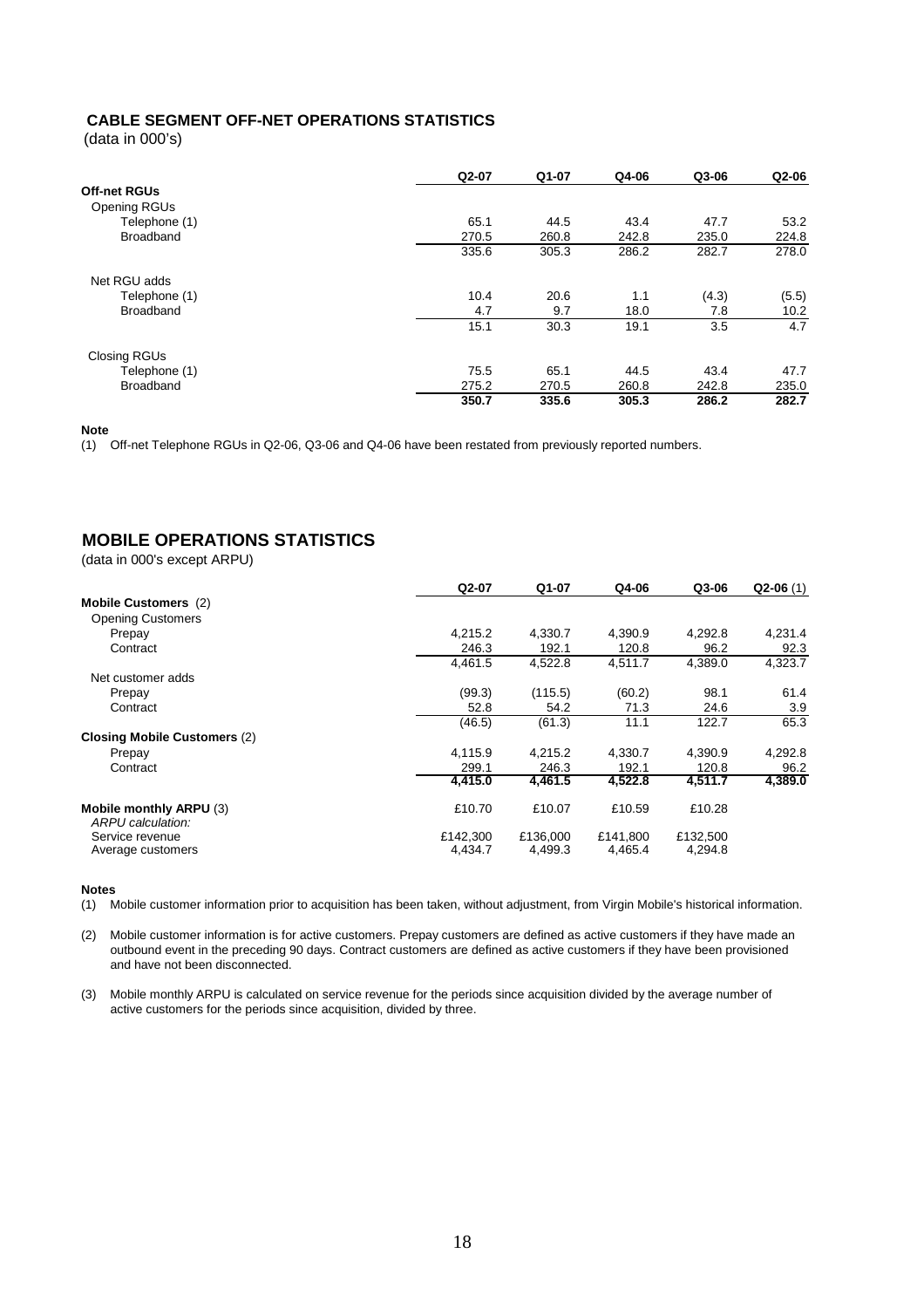## CABLE SEGMENT OFF-NET OPERATIONS STATISTICS

(data in 000's)

| | Q2-07 | Q1-07 | Q4-06 | Q3-06 | Q2-06 |
|---|---|---|---|---|---|
| **Off-net RGUs** | | | | | |
| Opening RGUs | | | | | |
| Telephone (1) | 65.1 | 44.5 | 43.4 | 47.7 | 53.2 |
| Broadband | 270.5 | 260.8 | 242.8 | 235.0 | 224.8 |
| | 335.6 | 305.3 | 286.2 | 282.7 | 278.0 |
| Net RGU adds | | | | | |
| Telephone (1) | 10.4 | 20.6 | 1.1 | (4.3) | (5.5) |
| Broadband | 4.7 | 9.7 | 18.0 | 7.8 | 10.2 |
| | 15.1 | 30.3 | 19.1 | 3.5 | 4.7 |
| Closing RGUs | | | | | |
| Telephone (1) | 75.5 | 65.1 | 44.5 | 43.4 | 47.7 |
| Broadband | 275.2 | 270.5 | 260.8 | 242.8 | 235.0 |
| | **350.7** | **335.6** | **305.3** | **286.2** | **282.7** |

**Note**

(1) Off-net Telephone RGUs in Q2-06, Q3-06 and Q4-06 have been restated from previously reported numbers.

## MOBILE OPERATIONS STATISTICS

(data in 000's except ARPU)

| | Q2-07 | Q1-07 | Q4-06 | Q3-06 | Q2-06 (1) |
|---|---|---|---|---|---|
| **Mobile Customers** (2) | | | | | |
| Opening Customers | | | | | |
| Prepay | 4,215.2 | 4,330.7 | 4,390.9 | 4,292.8 | 4,231.4 |
| Contract | 246.3 | 192.1 | 120.8 | 96.2 | 92.3 |
| | 4,461.5 | 4,522.8 | 4,511.7 | 4,389.0 | 4,323.7 |
| Net customer adds | | | | | |
| Prepay | (99.3) | (115.5) | (60.2) | 98.1 | 61.4 |
| Contract | 52.8 | 54.2 | 71.3 | 24.6 | 3.9 |
| | (46.5) | (61.3) | 11.1 | 122.7 | 65.3 |
| **Closing Mobile Customers** (2) | | | | | |
| Prepay | 4,115.9 | 4,215.2 | 4,330.7 | 4,390.9 | 4,292.8 |
| Contract | 299.1 | 246.3 | 192.1 | 120.8 | 96.2 |
| | **4,415.0** | **4,461.5** | **4,522.8** | **4,511.7** | **4,389.0** |
| **Mobile monthly ARPU** (3) | £10.70 | £10.07 | £10.59 | £10.28 | |
| *ARPU calculation:* | | | | | |
| Service revenue | £142,300 | £136,000 | £141,800 | £132,500 | |
| Average customers | 4,434.7 | 4,499.3 | 4,465.4 | 4,294.8 | |

**Notes**

(1) Mobile customer information prior to acquisition has been taken, without adjustment, from Virgin Mobile's historical information.

(2) Mobile customer information is for active customers. Prepay customers are defined as active customers if they have made an outbound event in the preceding 90 days. Contract customers are defined as active customers if they have been provisioned and have not been disconnected.

(3) Mobile monthly ARPU is calculated on service revenue for the periods since acquisition divided by the average number of active customers for the periods since acquisition, divided by three.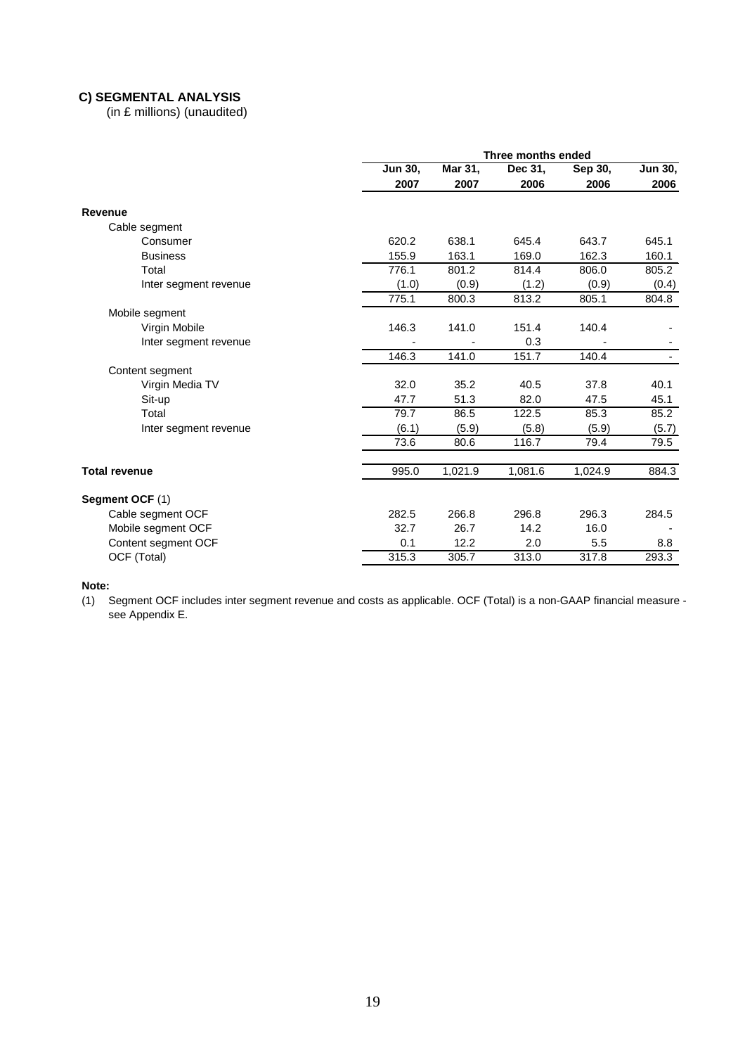### C) SEGMENTAL ANALYSIS

(in £ millions) (unaudited)

| | Three months ended | | | | |
|---|---|---|---|---|---|
| | Jun 30, 2007 | Mar 31, 2007 | Dec 31, 2006 | Sep 30, 2006 | Jun 30, 2006 |
| **Revenue** | | | | | |
| Cable segment | | | | | |
| Consumer | 620.2 | 638.1 | 645.4 | 643.7 | 645.1 |
| Business | 155.9 | 163.1 | 169.0 | 162.3 | 160.1 |
| Total | 776.1 | 801.2 | 814.4 | 806.0 | 805.2 |
| Inter segment revenue | (1.0) | (0.9) | (1.2) | (0.9) | (0.4) |
| | 775.1 | 800.3 | 813.2 | 805.1 | 804.8 |
| Mobile segment | | | | | |
| Virgin Mobile | 146.3 | 141.0 | 151.4 | 140.4 | - |
| Inter segment revenue | - | - | 0.3 | - | - |
| | 146.3 | 141.0 | 151.7 | 140.4 | - |
| Content segment | | | | | |
| Virgin Media TV | 32.0 | 35.2 | 40.5 | 37.8 | 40.1 |
| Sit-up | 47.7 | 51.3 | 82.0 | 47.5 | 45.1 |
| Total | 79.7 | 86.5 | 122.5 | 85.3 | 85.2 |
| Inter segment revenue | (6.1) | (5.9) | (5.8) | (5.9) | (5.7) |
| | 73.6 | 80.6 | 116.7 | 79.4 | 79.5 |
| **Total revenue** | 995.0 | 1,021.9 | 1,081.6 | 1,024.9 | 884.3 |
| **Segment OCF** (1) | | | | | |
| Cable segment OCF | 282.5 | 266.8 | 296.8 | 296.3 | 284.5 |
| Mobile segment OCF | 32.7 | 26.7 | 14.2 | 16.0 | - |
| Content segment OCF | 0.1 | 12.2 | 2.0 | 5.5 | 8.8 |
| OCF (Total) | 315.3 | 305.7 | 313.0 | 317.8 | 293.3 |

**Note:**

(1) Segment OCF includes inter segment revenue and costs as applicable. OCF (Total) is a non-GAAP financial measure - see Appendix E.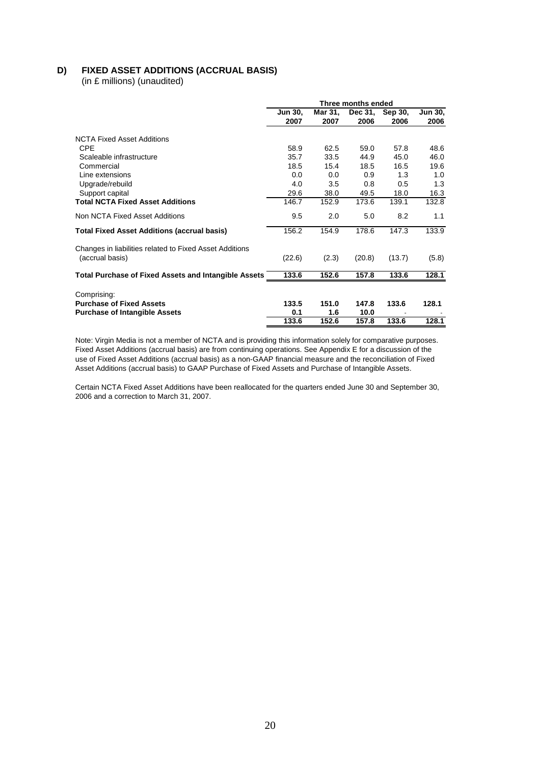## D) FIXED ASSET ADDITIONS (ACCRUAL BASIS)

(in £ millions) (unaudited)

| | Three months ended | | | | |
|---|---|---|---|---|---|
| | Jun 30, 2007 | Mar 31, 2007 | Dec 31, 2006 | Sep 30, 2006 | Jun 30, 2006 |
| NCTA Fixed Asset Additions | | | | | |
| CPE | 58.9 | 62.5 | 59.0 | 57.8 | 48.6 |
| Scaleable infrastructure | 35.7 | 33.5 | 44.9 | 45.0 | 46.0 |
| Commercial | 18.5 | 15.4 | 18.5 | 16.5 | 19.6 |
| Line extensions | 0.0 | 0.0 | 0.9 | 1.3 | 1.0 |
| Upgrade/rebuild | 4.0 | 3.5 | 0.8 | 0.5 | 1.3 |
| Support capital | 29.6 | 38.0 | 49.5 | 18.0 | 16.3 |
| **Total NCTA Fixed Asset Additions** | 146.7 | 152.9 | 173.6 | 139.1 | 132.8 |
| Non NCTA Fixed Asset Additions | 9.5 | 2.0 | 5.0 | 8.2 | 1.1 |
| **Total Fixed Asset Additions (accrual basis)** | 156.2 | 154.9 | 178.6 | 147.3 | 133.9 |
| Changes in liabilities related to Fixed Asset Additions (accrual basis) | (22.6) | (2.3) | (20.8) | (13.7) | (5.8) |
| **Total Purchase of Fixed Assets and Intangible Assets** | **133.6** | **152.6** | **157.8** | **133.6** | **128.1** |
| Comprising: | | | | | |
| **Purchase of Fixed Assets** | **133.5** | **151.0** | **147.8** | **133.6** | **128.1** |
| **Purchase of Intangible Assets** | **0.1** | **1.6** | **10.0** | - | - |
| | **133.6** | **152.6** | **157.8** | **133.6** | **128.1** |

Note: Virgin Media is not a member of NCTA and is providing this information solely for comparative purposes. Fixed Asset Additions (accrual basis) are from continuing operations. See Appendix E for a discussion of the use of Fixed Asset Additions (accrual basis) as a non-GAAP financial measure and the reconciliation of Fixed Asset Additions (accrual basis) to GAAP Purchase of Fixed Assets and Purchase of Intangible Assets.

Certain NCTA Fixed Asset Additions have been reallocated for the quarters ended June 30 and September 30, 2006 and a correction to March 31, 2007.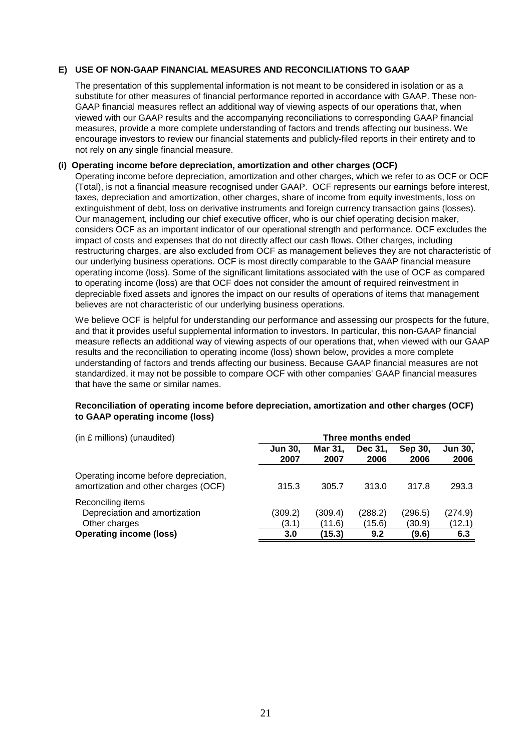## E) USE OF NON-GAAP FINANCIAL MEASURES AND RECONCILIATIONS TO GAAP

The presentation of this supplemental information is not meant to be considered in isolation or as a substitute for other measures of financial performance reported in accordance with GAAP. These non-GAAP financial measures reflect an additional way of viewing aspects of our operations that, when viewed with our GAAP results and the accompanying reconciliations to corresponding GAAP financial measures, provide a more complete understanding of factors and trends affecting our business. We encourage investors to review our financial statements and publicly-filed reports in their entirety and to not rely on any single financial measure.

### (i) Operating income before depreciation, amortization and other charges (OCF)

Operating income before depreciation, amortization and other charges, which we refer to as OCF or OCF (Total), is not a financial measure recognised under GAAP. OCF represents our earnings before interest, taxes, depreciation and amortization, other charges, share of income from equity investments, loss on extinguishment of debt, loss on derivative instruments and foreign currency transaction gains (losses). Our management, including our chief executive officer, who is our chief operating decision maker, considers OCF as an important indicator of our operational strength and performance. OCF excludes the impact of costs and expenses that do not directly affect our cash flows. Other charges, including restructuring charges, are also excluded from OCF as management believes they are not characteristic of our underlying business operations. OCF is most directly comparable to the GAAP financial measure operating income (loss). Some of the significant limitations associated with the use of OCF as compared to operating income (loss) are that OCF does not consider the amount of required reinvestment in depreciable fixed assets and ignores the impact on our results of operations of items that management believes are not characteristic of our underlying business operations.

We believe OCF is helpful for understanding our performance and assessing our prospects for the future, and that it provides useful supplemental information to investors. In particular, this non-GAAP financial measure reflects an additional way of viewing aspects of our operations that, when viewed with our GAAP results and the reconciliation to operating income (loss) shown below, provides a more complete understanding of factors and trends affecting our business. Because GAAP financial measures are not standardized, it may not be possible to compare OCF with other companies' GAAP financial measures that have the same or similar names.

**Reconciliation of operating income before depreciation, amortization and other charges (OCF) to GAAP operating income (loss)**

| (in £ millions) (unaudited) | Three months ended | | | | |
|---|---|---|---|---|---|
| | **Jun 30, 2007** | **Mar 31, 2007** | **Dec 31, 2006** | **Sep 30, 2006** | **Jun 30, 2006** |
| Operating income before depreciation, amortization and other charges (OCF) | 315.3 | 305.7 | 313.0 | 317.8 | 293.3 |
| Reconciling items | | | | | |
| Depreciation and amortization | (309.2) | (309.4) | (288.2) | (296.5) | (274.9) |
| Other charges | (3.1) | (11.6) | (15.6) | (30.9) | (12.1) |
| **Operating income (loss)** | **3.0** | **(15.3)** | **9.2** | **(9.6)** | **6.3** |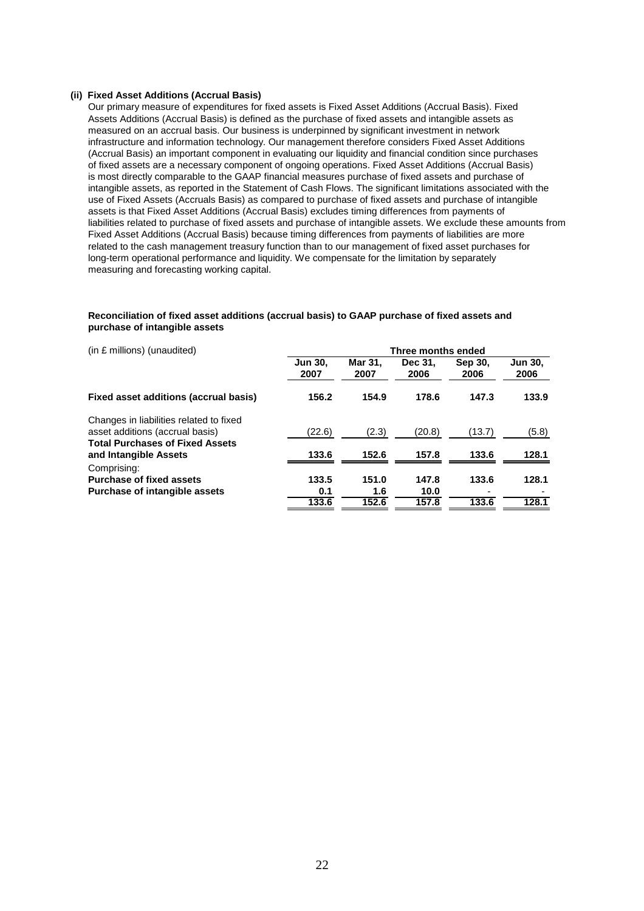**(ii) Fixed Asset Additions (Accrual Basis)**

Our primary measure of expenditures for fixed assets is Fixed Asset Additions (Accrual Basis). Fixed Assets Additions (Accrual Basis) is defined as the purchase of fixed assets and intangible assets as measured on an accrual basis. Our business is underpinned by significant investment in network infrastructure and information technology. Our management therefore considers Fixed Asset Additions (Accrual Basis) an important component in evaluating our liquidity and financial condition since purchases of fixed assets are a necessary component of ongoing operations. Fixed Asset Additions (Accrual Basis) is most directly comparable to the GAAP financial measures purchase of fixed assets and purchase of intangible assets, as reported in the Statement of Cash Flows. The significant limitations associated with the use of Fixed Assets (Accruals Basis) as compared to purchase of fixed assets and purchase of intangible assets is that Fixed Asset Additions (Accrual Basis) excludes timing differences from payments of liabilities related to purchase of fixed assets and purchase of intangible assets. We exclude these amounts from Fixed Asset Additions (Accrual Basis) because timing differences from payments of liabilities are more related to the cash management treasury function than to our management of fixed asset purchases for long-term operational performance and liquidity. We compensate for the limitation by separately measuring and forecasting working capital.

**Reconciliation of fixed asset additions (accrual basis) to GAAP purchase of fixed assets and purchase of intangible assets**

| (in £ millions) (unaudited) | Three months ended | | | | |
|---|---|---|---|---|---|
| | **Jun 30, 2007** | **Mar 31, 2007** | **Dec 31, 2006** | **Sep 30, 2006** | **Jun 30, 2006** |
| **Fixed asset additions (accrual basis)** | **156.2** | **154.9** | **178.6** | **147.3** | **133.9** |
| Changes in liabilities related to fixed asset additions (accrual basis) | (22.6) | (2.3) | (20.8) | (13.7) | (5.8) |
| **Total Purchases of Fixed Assets and Intangible Assets** | **133.6** | **152.6** | **157.8** | **133.6** | **128.1** |
| Comprising: | | | | | |
| **Purchase of fixed assets** | **133.5** | **151.0** | **147.8** | **133.6** | **128.1** |
| **Purchase of intangible assets** | **0.1** | **1.6** | **10.0** | - | - |
| | **133.6** | **152.6** | **157.8** | **133.6** | **128.1** |